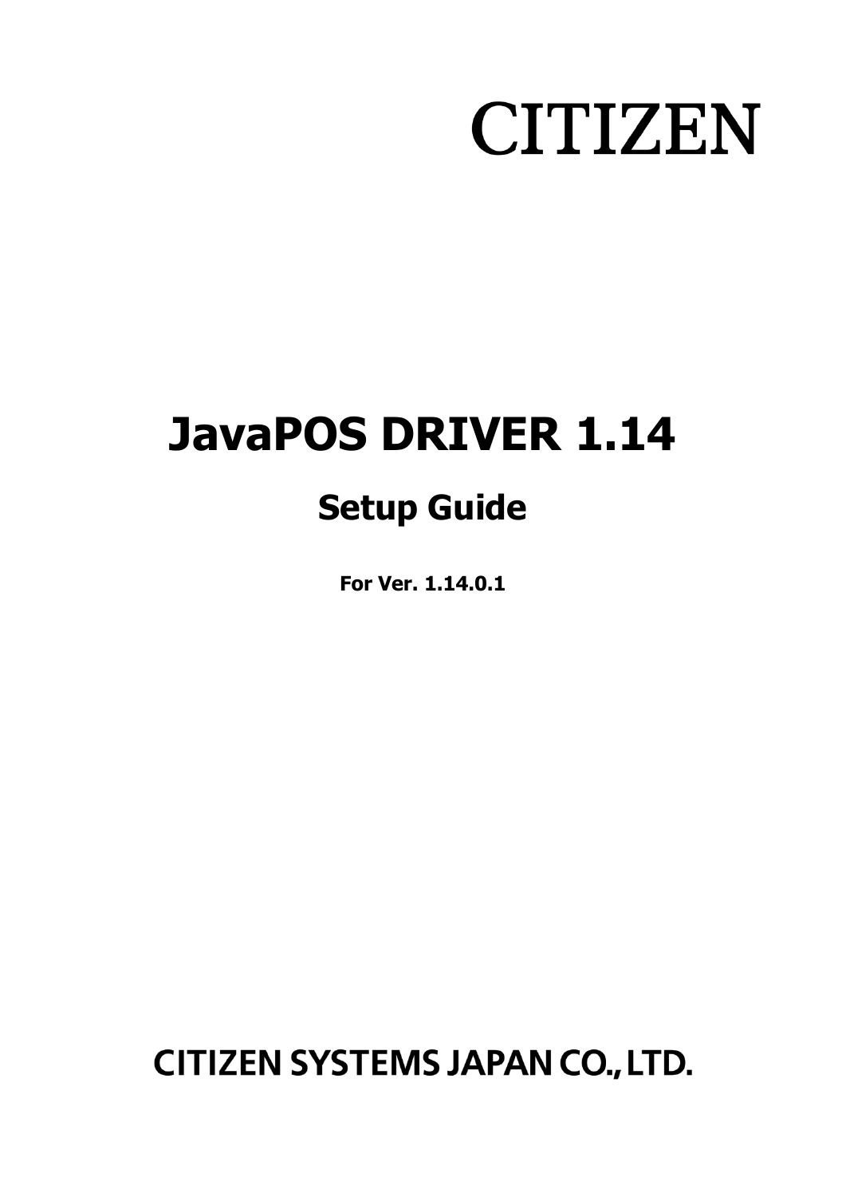CITIZEN

# JavaPOS DRIVER 1.14

## Setup Guide

**For Ver. 1.14.0.1**

**CITIZEN SYSTEMS JAPAN CO., LTD.**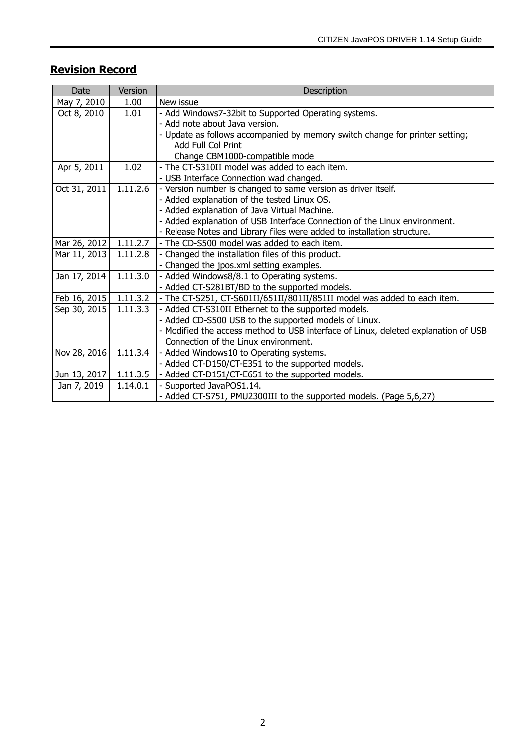## Revision Record

| Date | Version | Description |
|---|---|---|
| May 7, 2010 | 1.00 | New issue |
| Oct 8, 2010 | 1.01 | - Add Windows7-32bit to Supported Operating systems.<br>- Add note about Java version.<br>- Update as follows accompanied by memory switch change for printer setting;<br>Add Full Col Print<br>Change CBM1000-compatible mode |
| Apr 5, 2011 | 1.02 | - The CT-S310II model was added to each item.<br>- USB Interface Connection wad changed. |
| Oct 31, 2011 | 1.11.2.6 | - Version number is changed to same version as driver itself.<br>- Added explanation of the tested Linux OS.<br>- Added explanation of Java Virtual Machine.<br>- Added explanation of USB Interface Connection of the Linux environment.<br>- Release Notes and Library files were added to installation structure. |
| Mar 26, 2012 | 1.11.2.7 | - The CD-S500 model was added to each item. |
| Mar 11, 2013 | 1.11.2.8 | - Changed the installation files of this product.<br>- Changed the jpos.xml setting examples. |
| Jan 17, 2014 | 1.11.3.0 | - Added Windows8/8.1 to Operating systems.<br>- Added CT-S281BT/BD to the supported models. |
| Feb 16, 2015 | 1.11.3.2 | - The CT-S251, CT-S601II/651II/801II/851II model was added to each item. |
| Sep 30, 2015 | 1.11.3.3 | - Added CT-S310II Ethernet to the supported models.<br>- Added CD-S500 USB to the supported models of Linux.<br>- Modified the access method to USB interface of Linux, deleted explanation of USB Connection of the Linux environment. |
| Nov 28, 2016 | 1.11.3.4 | - Added Windows10 to Operating systems.<br>- Added CT-D150/CT-E351 to the supported models. |
| Jun 13, 2017 | 1.11.3.5 | - Added CT-D151/CT-E651 to the supported models. |
| Jan 7, 2019 | 1.14.0.1 | - Supported JavaPOS1.14.<br>- Added CT-S751, PMU2300III to the supported models. (Page 5,6,27) |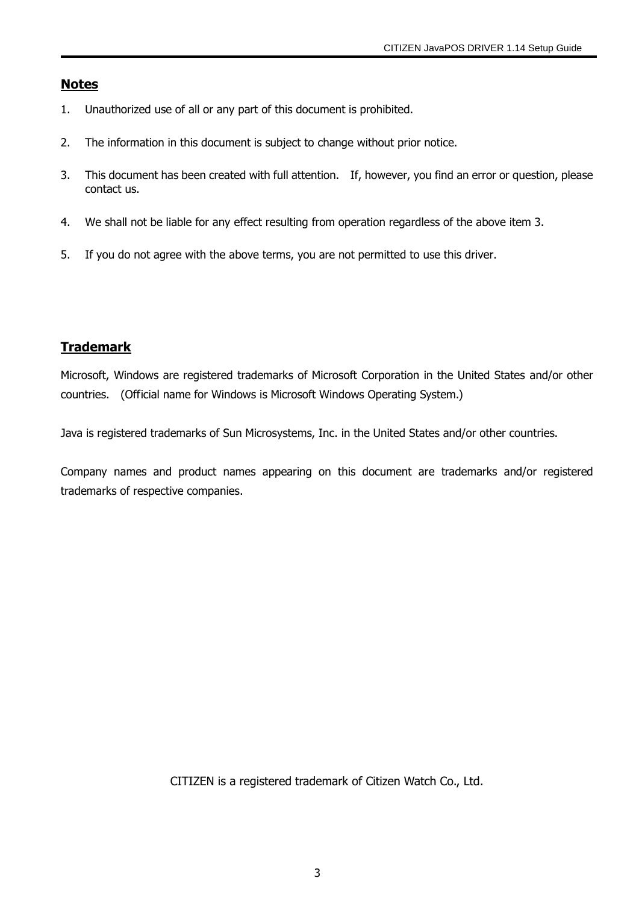## Notes

1. Unauthorized use of all or any part of this document is prohibited.

2. The information in this document is subject to change without prior notice.

3. This document has been created with full attention. If, however, you find an error or question, please contact us.

4. We shall not be liable for any effect resulting from operation regardless of the above item 3.

5. If you do not agree with the above terms, you are not permitted to use this driver.

## Trademark

Microsoft, Windows are registered trademarks of Microsoft Corporation in the United States and/or other countries. (Official name for Windows is Microsoft Windows Operating System.)

Java is registered trademarks of Sun Microsystems, Inc. in the United States and/or other countries.

Company names and product names appearing on this document are trademarks and/or registered trademarks of respective companies.

CITIZEN is a registered trademark of Citizen Watch Co., Ltd.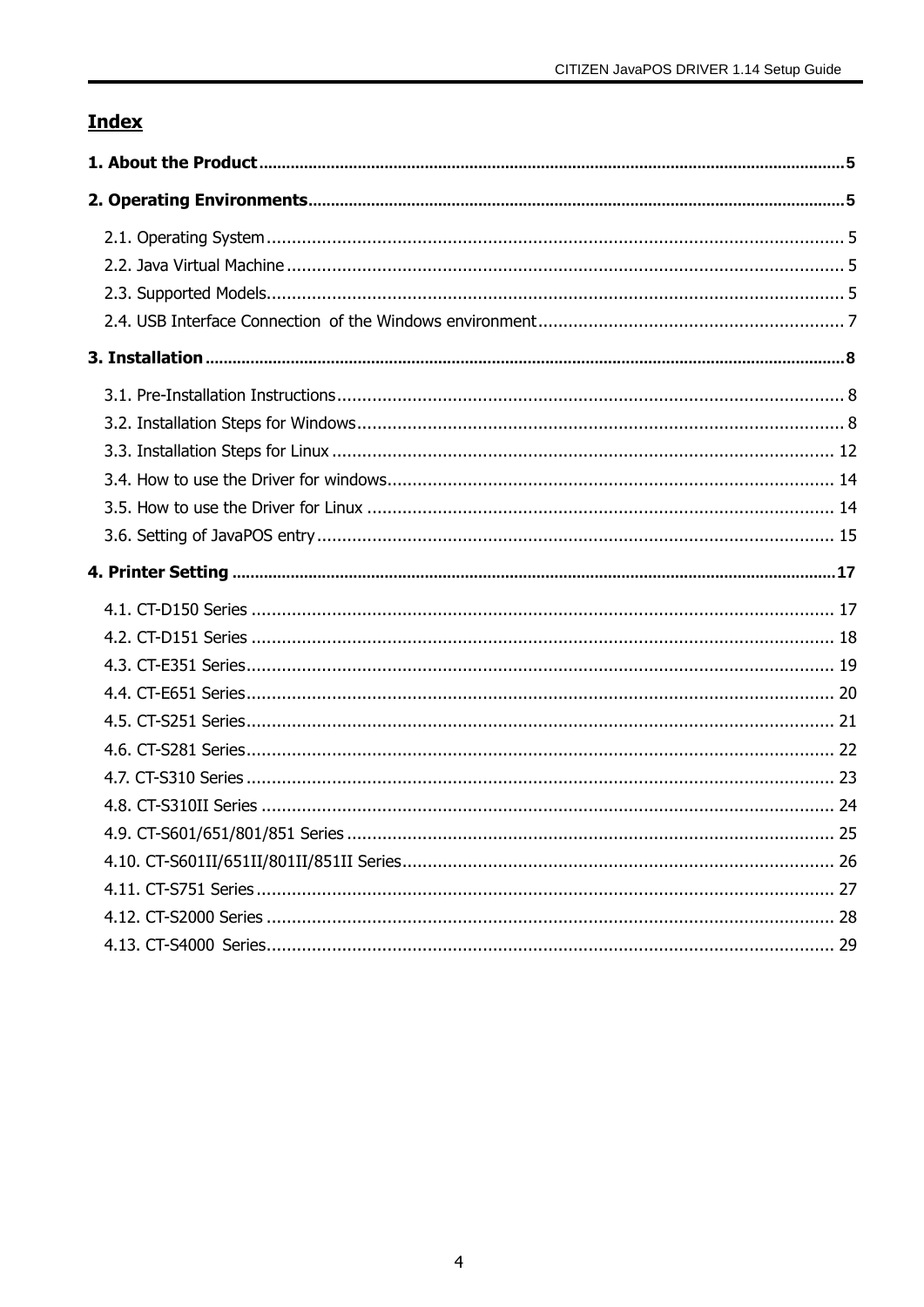## Index

**1. About the Product** .......... 5

**2. Operating Environments** .......... 5

- 2.1. Operating System .......... 5
- 2.2. Java Virtual Machine .......... 5
- 2.3. Supported Models .......... 5
- 2.4. USB Interface Connection of the Windows environment .......... 7

**3. Installation** .......... 8

- 3.1. Pre-Installation Instructions .......... 8
- 3.2. Installation Steps for Windows .......... 8
- 3.3. Installation Steps for Linux .......... 12
- 3.4. How to use the Driver for windows .......... 14
- 3.5. How to use the Driver for Linux .......... 14
- 3.6. Setting of JavaPOS entry .......... 15

**4. Printer Setting** .......... 17

- 4.1. CT-D150 Series .......... 17
- 4.2. CT-D151 Series .......... 18
- 4.3. CT-E351 Series .......... 19
- 4.4. CT-E651 Series .......... 20
- 4.5. CT-S251 Series .......... 21
- 4.6. CT-S281 Series .......... 22
- 4.7. CT-S310 Series .......... 23
- 4.8. CT-S310II Series .......... 24
- 4.9. CT-S601/651/801/851 Series .......... 25
- 4.10. CT-S601II/651II/801II/851II Series .......... 26
- 4.11. CT-S751 Series .......... 27
- 4.12. CT-S2000 Series .......... 28
- 4.13. CT-S4000 Series .......... 29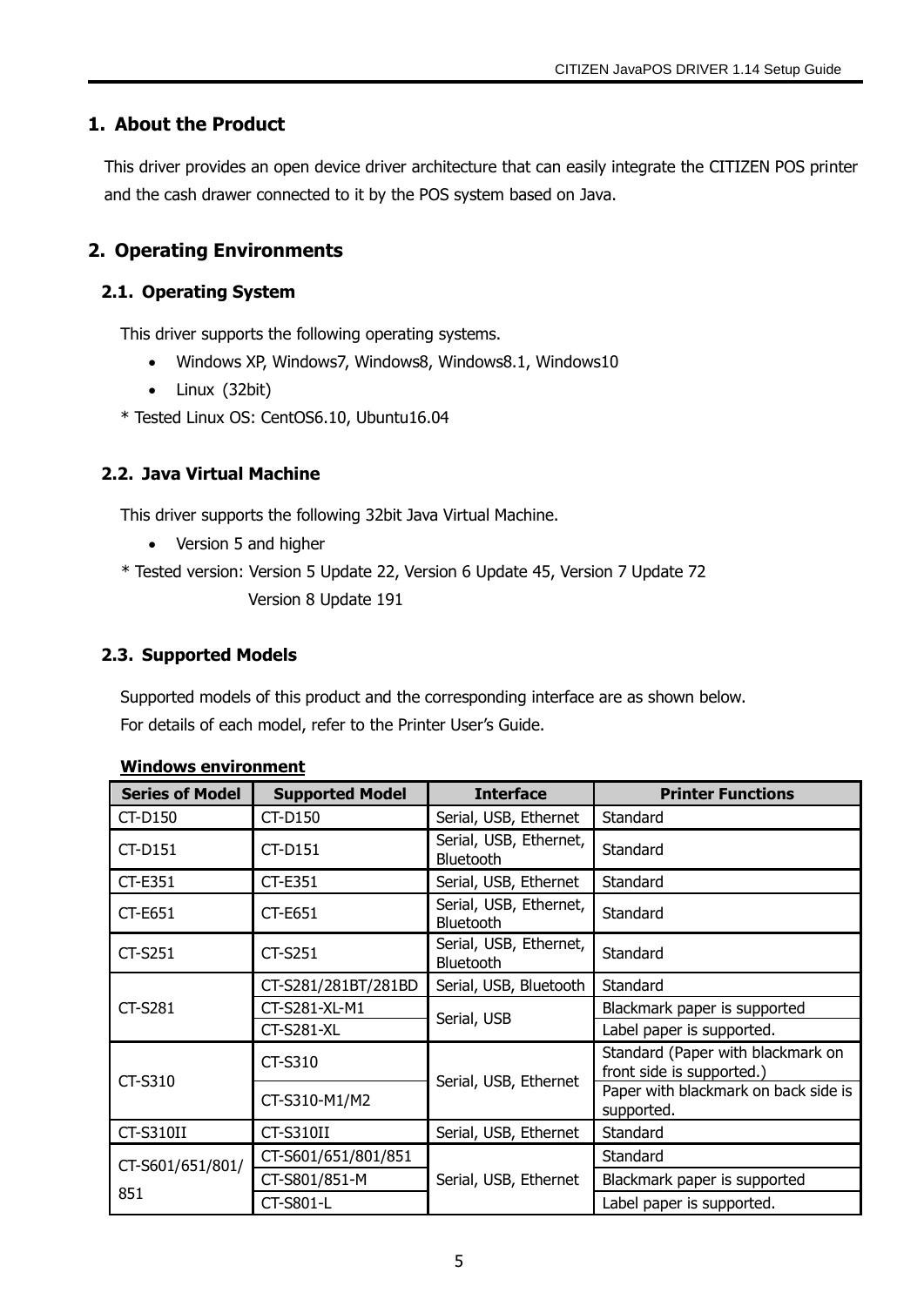## 1. About the Product

This driver provides an open device driver architecture that can easily integrate the CITIZEN POS printer and the cash drawer connected to it by the POS system based on Java.

## 2. Operating Environments

### 2.1. Operating System

This driver supports the following operating systems.

- Windows XP, Windows7, Windows8, Windows8.1, Windows10
- Linux (32bit)

\* Tested Linux OS: CentOS6.10, Ubuntu16.04

### 2.2. Java Virtual Machine

This driver supports the following 32bit Java Virtual Machine.

- Version 5 and higher

\* Tested version: Version 5 Update 22, Version 6 Update 45, Version 7 Update 72
Version 8 Update 191

### 2.3. Supported Models

Supported models of this product and the corresponding interface are as shown below.
For details of each model, refer to the Printer User's Guide.

**Windows environment**

| Series of Model | Supported Model | Interface | Printer Functions |
|---|---|---|---|
| CT-D150 | CT-D150 | Serial, USB, Ethernet | Standard |
| CT-D151 | CT-D151 | Serial, USB, Ethernet, Bluetooth | Standard |
| CT-E351 | CT-E351 | Serial, USB, Ethernet | Standard |
| CT-E651 | CT-E651 | Serial, USB, Ethernet, Bluetooth | Standard |
| CT-S251 | CT-S251 | Serial, USB, Ethernet, Bluetooth | Standard |
| CT-S281 | CT-S281/281BT/281BD | Serial, USB, Bluetooth | Standard |
| | CT-S281-XL-M1 | Serial, USB | Blackmark paper is supported |
| | CT-S281-XL | | Label paper is supported. |
| CT-S310 | CT-S310 | Serial, USB, Ethernet | Standard (Paper with blackmark on front side is supported.) |
| | CT-S310-M1/M2 | | Paper with blackmark on back side is supported. |
| CT-S310II | CT-S310II | Serial, USB, Ethernet | Standard |
| CT-S601/651/801/851 | CT-S601/651/801/851 | Serial, USB, Ethernet | Standard |
| | CT-S801/851-M | | Blackmark paper is supported |
| | CT-S801-L | | Label paper is supported. |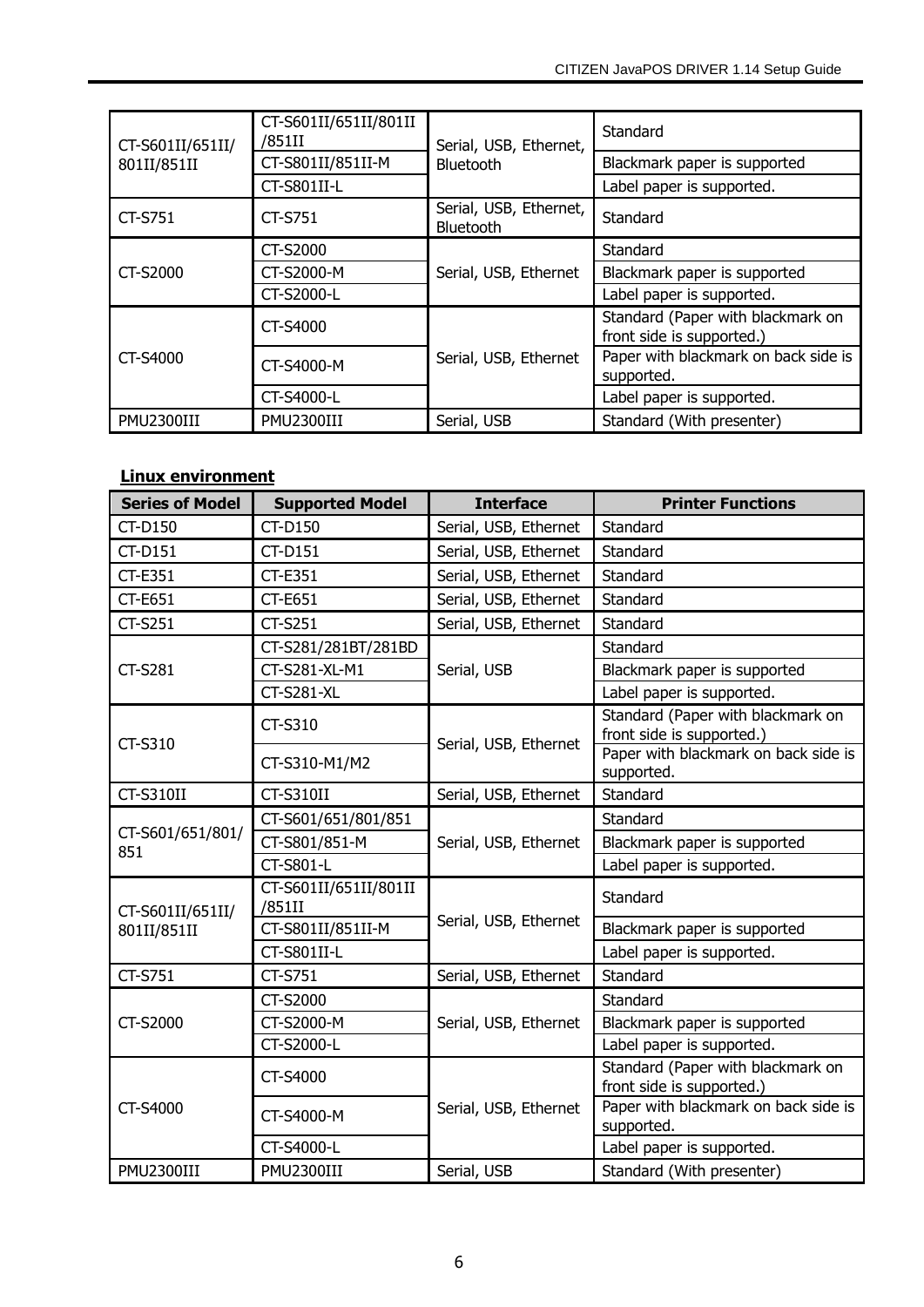| | | | |
|---|---|---|---|
| CT-S601II/651II/801II/851II | CT-S601II/651II/801II/851II | Serial, USB, Ethernet, Bluetooth | Standard |
| | CT-S801II/851II-M | | Blackmark paper is supported |
| | CT-S801II-L | | Label paper is supported. |
| CT-S751 | CT-S751 | Serial, USB, Ethernet, Bluetooth | Standard |
| CT-S2000 | CT-S2000 | Serial, USB, Ethernet | Standard |
| | CT-S2000-M | | Blackmark paper is supported |
| | CT-S2000-L | | Label paper is supported. |
| CT-S4000 | CT-S4000 | Serial, USB, Ethernet | Standard (Paper with blackmark on front side is supported.) |
| | CT-S4000-M | | Paper with blackmark on back side is supported. |
| | CT-S4000-L | | Label paper is supported. |
| PMU2300III | PMU2300III | Serial, USB | Standard (With presenter) |

**Linux environment**

| Series of Model | Supported Model | Interface | Printer Functions |
|---|---|---|---|
| CT-D150 | CT-D150 | Serial, USB, Ethernet | Standard |
| CT-D151 | CT-D151 | Serial, USB, Ethernet | Standard |
| CT-E351 | CT-E351 | Serial, USB, Ethernet | Standard |
| CT-E651 | CT-E651 | Serial, USB, Ethernet | Standard |
| CT-S251 | CT-S251 | Serial, USB, Ethernet | Standard |
| CT-S281 | CT-S281/281BT/281BD | Serial, USB | Standard |
| | CT-S281-XL-M1 | | Blackmark paper is supported |
| | CT-S281-XL | | Label paper is supported. |
| CT-S310 | CT-S310 | Serial, USB, Ethernet | Standard (Paper with blackmark on front side is supported.) |
| | CT-S310-M1/M2 | | Paper with blackmark on back side is supported. |
| CT-S310II | CT-S310II | Serial, USB, Ethernet | Standard |
| CT-S601/651/801/851 | CT-S601/651/801/851 | Serial, USB, Ethernet | Standard |
| | CT-S801/851-M | | Blackmark paper is supported |
| | CT-S801-L | | Label paper is supported. |
| CT-S601II/651II/801II/851II | CT-S601II/651II/801II/851II | Serial, USB, Ethernet | Standard |
| | CT-S801II/851II-M | | Blackmark paper is supported |
| | CT-S801II-L | | Label paper is supported. |
| CT-S751 | CT-S751 | Serial, USB, Ethernet | Standard |
| CT-S2000 | CT-S2000 | Serial, USB, Ethernet | Standard |
| | CT-S2000-M | | Blackmark paper is supported |
| | CT-S2000-L | | Label paper is supported. |
| CT-S4000 | CT-S4000 | Serial, USB, Ethernet | Standard (Paper with blackmark on front side is supported.) |
| | CT-S4000-M | | Paper with blackmark on back side is supported. |
| | CT-S4000-L | | Label paper is supported. |
| PMU2300III | PMU2300III | Serial, USB | Standard (With presenter) |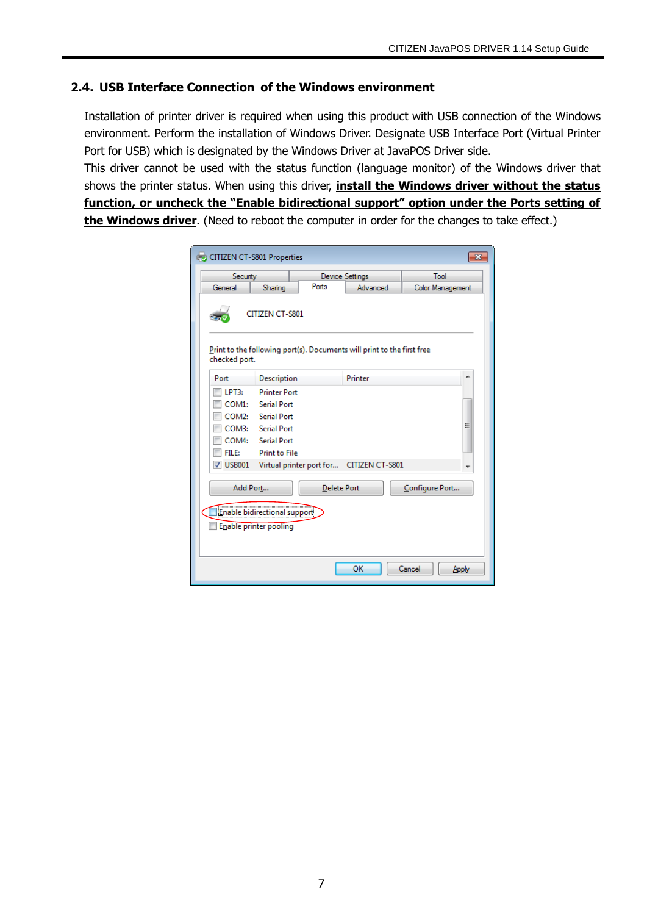## 2.4. USB Interface Connection of the Windows environment

Installation of printer driver is required when using this product with USB connection of the Windows environment. Perform the installation of Windows Driver. Designate USB Interface Port (Virtual Printer Port for USB) which is designated by the Windows Driver at JavaPOS Driver side.

This driver cannot be used with the status function (language monitor) of the Windows driver that shows the printer status. When using this driver, **install the Windows driver without the status function, or uncheck the "Enable bidirectional support" option under the Ports setting of the Windows driver**. (Need to reboot the computer in order for the changes to take effect.)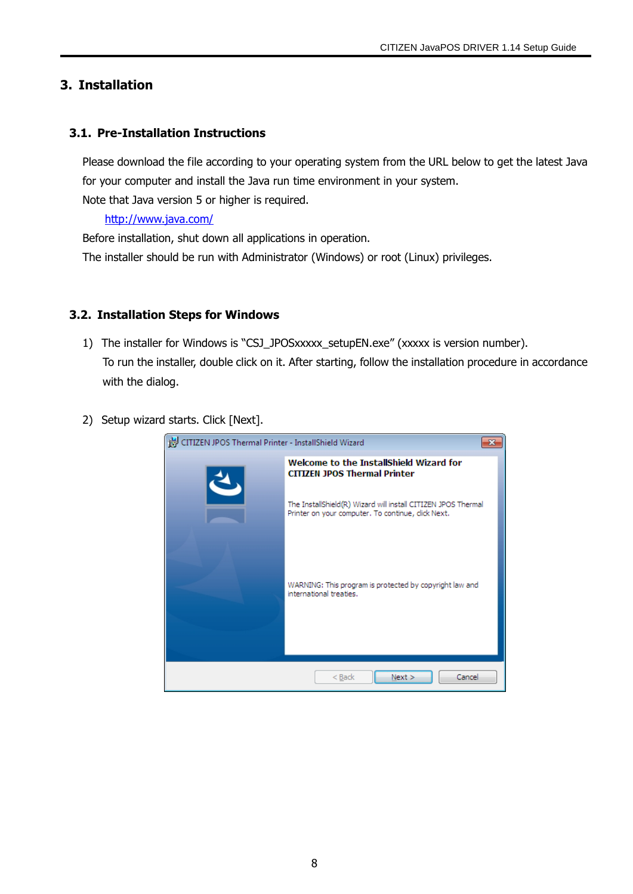# 3. Installation

## 3.1. Pre-Installation Instructions

Please download the file according to your operating system from the URL below to get the latest Java for your computer and install the Java run time environment in your system.
Note that Java version 5 or higher is required.

http://www.java.com/

Before installation, shut down all applications in operation.
The installer should be run with Administrator (Windows) or root (Linux) privileges.

## 3.2. Installation Steps for Windows

1) The installer for Windows is “CSJ_JPOSxxxxx_setupEN.exe” (xxxxx is version number).
   To run the installer, double click on it. After starting, follow the installation procedure in accordance with the dialog.

2) Setup wizard starts. Click [Next].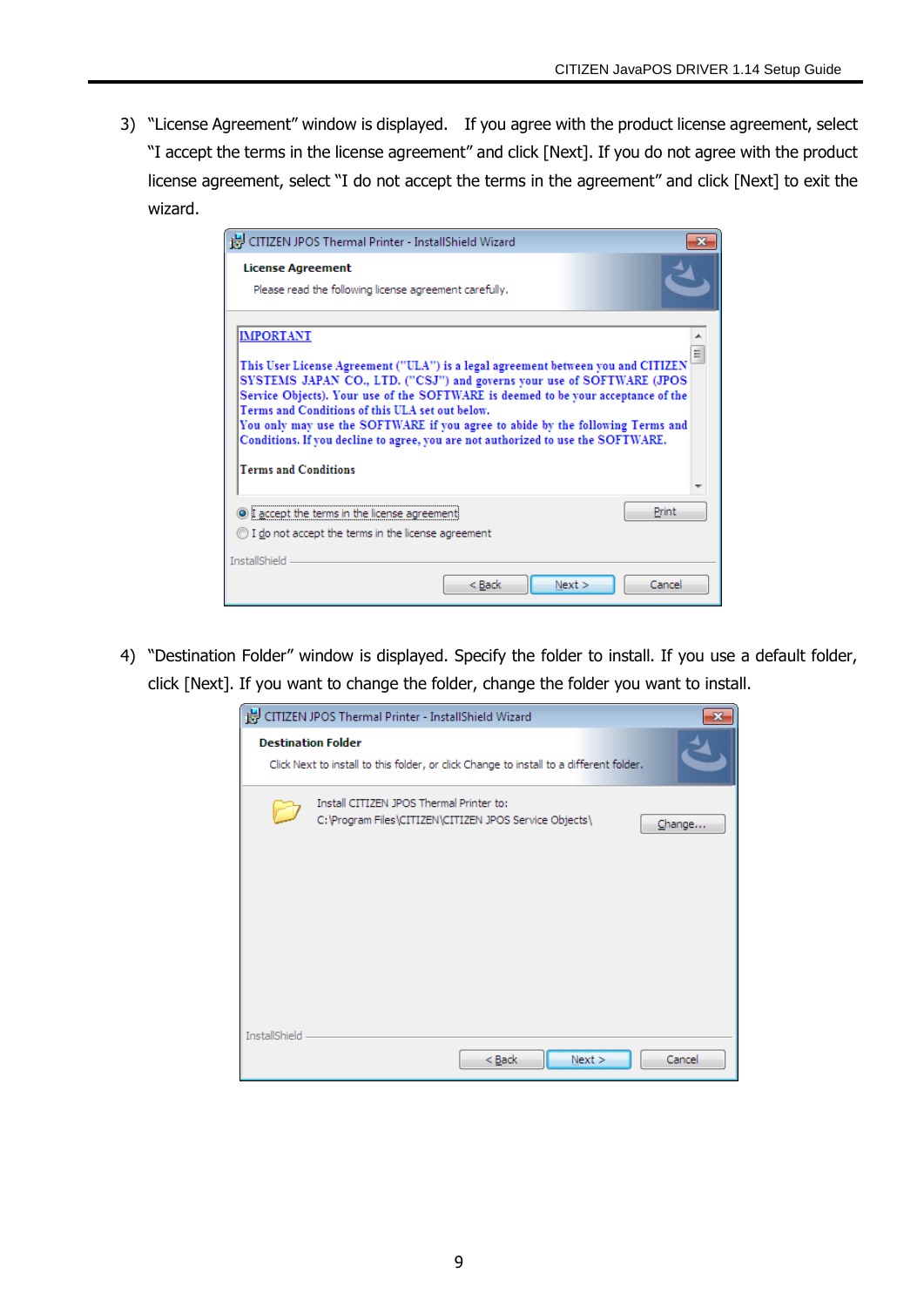3) “License Agreement” window is displayed. If you agree with the product license agreement, select “I accept the terms in the license agreement” and click [Next]. If you do not agree with the product license agreement, select “I do not accept the terms in the agreement” and click [Next] to exit the wizard.

4) “Destination Folder” window is displayed. Specify the folder to install. If you use a default folder, click [Next]. If you want to change the folder, change the folder you want to install.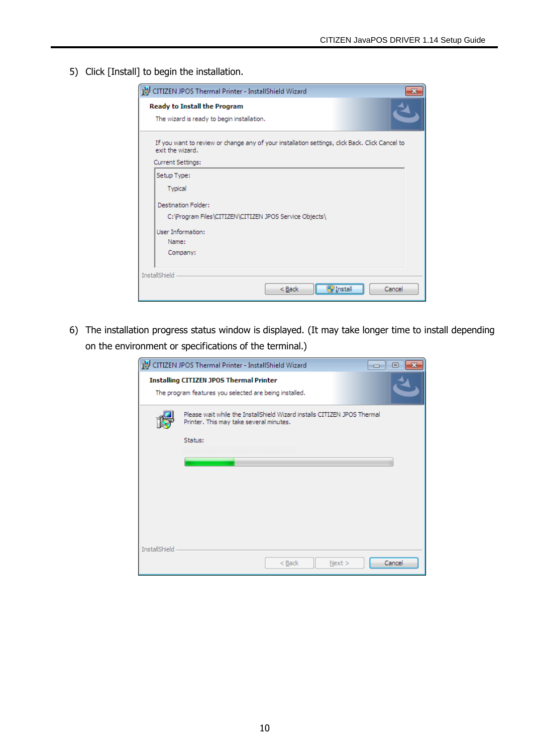5) Click [Install] to begin the installation.

6) The installation progress status window is displayed. (It may take longer time to install depending on the environment or specifications of the terminal.)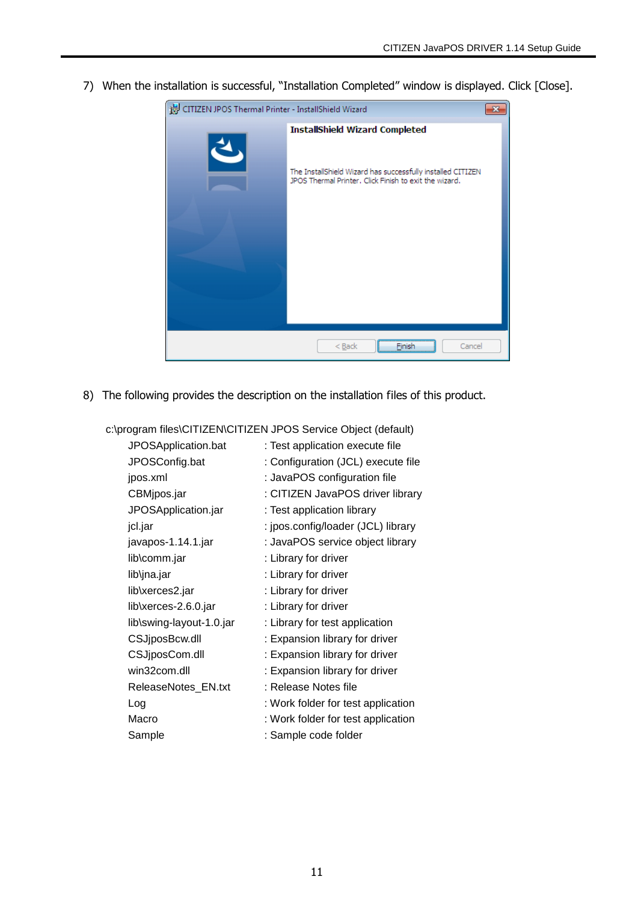7) When the installation is successful, "Installation Completed" window is displayed. Click [Close].

8) The following provides the description on the installation files of this product.

c:\program files\CITIZEN\CITIZEN JPOS Service Object (default)

| | |
|---|---|
| JPOSApplication.bat | : Test application execute file |
| JPOSConfig.bat | : Configuration (JCL) execute file |
| jpos.xml | : JavaPOS configuration file |
| CBMjpos.jar | : CITIZEN JavaPOS driver library |
| JPOSApplication.jar | : Test application library |
| jcl.jar | : jpos.config/loader (JCL) library |
| javapos-1.14.1.jar | : JavaPOS service object library |
| lib\comm.jar | : Library for driver |
| lib\jna.jar | : Library for driver |
| lib\xerces2.jar | : Library for driver |
| lib\xerces-2.6.0.jar | : Library for driver |
| lib\swing-layout-1.0.jar | : Library for test application |
| CSJjposBcw.dll | : Expansion library for driver |
| CSJjposCom.dll | : Expansion library for driver |
| win32com.dll | : Expansion library for driver |
| ReleaseNotes_EN.txt | : Release Notes file |
| Log | : Work folder for test application |
| Macro | : Work folder for test application |
| Sample | : Sample code folder |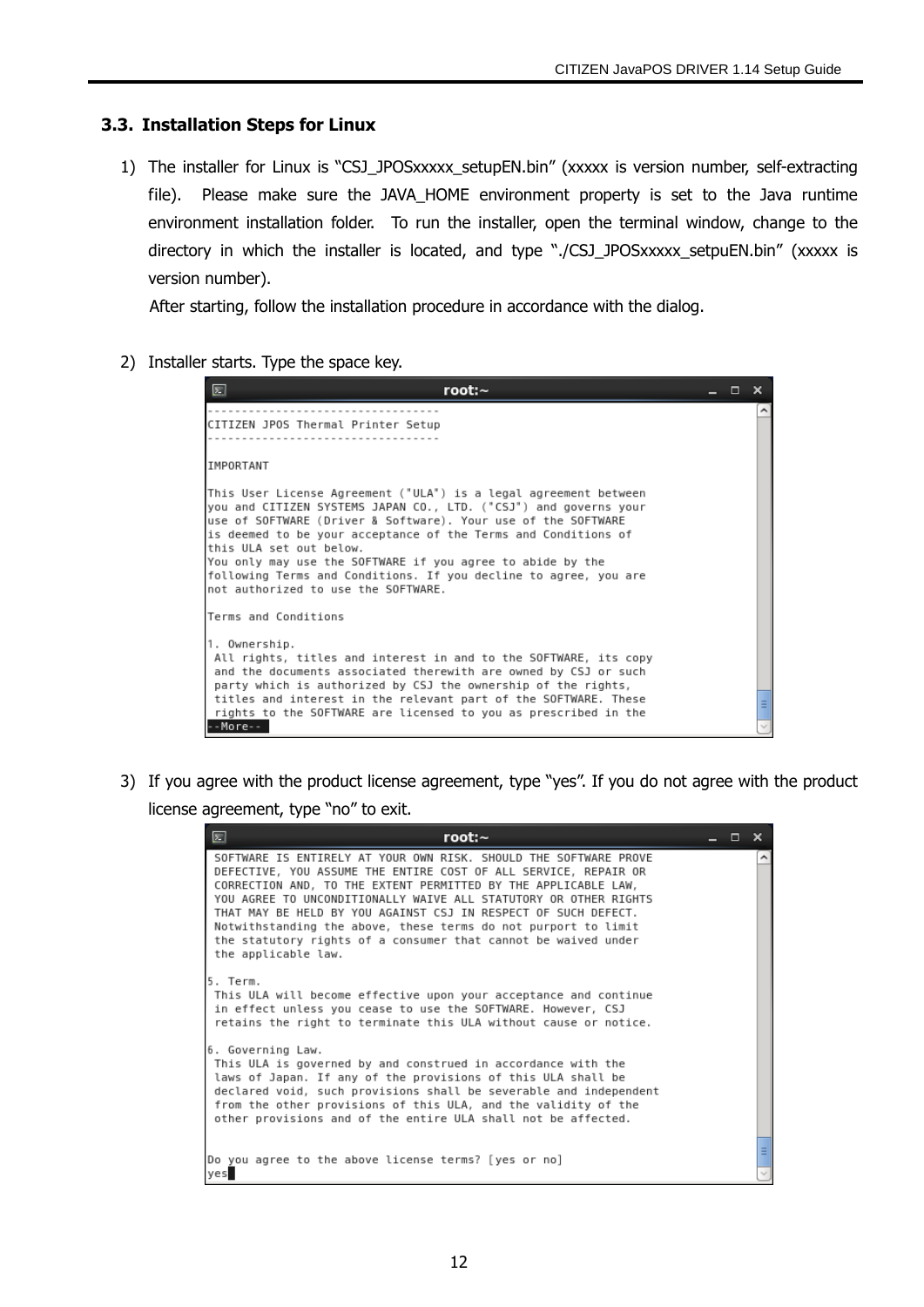### 3.3. Installation Steps for Linux

1) The installer for Linux is "CSJ_JPOSxxxxx_setupEN.bin" (xxxxx is version number, self-extracting file). Please make sure the JAVA_HOME environment property is set to the Java runtime environment installation folder. To run the installer, open the terminal window, change to the directory in which the installer is located, and type "./CSJ_JPOSxxxxx_setpuEN.bin" (xxxxx is version number).
   After starting, follow the installation procedure in accordance with the dialog.

2) Installer starts. Type the space key.

```
----------------------------------
CITIZEN JPOS Thermal Printer Setup
----------------------------------

IMPORTANT

This User License Agreement ("ULA") is a legal agreement between
you and CITIZEN SYSTEMS JAPAN CO., LTD. ("CSJ") and governs your
use of SOFTWARE (Driver & Software). Your use of the SOFTWARE
is deemed to be your acceptance of the Terms and Conditions of
this ULA set out below.
You only may use the SOFTWARE if you agree to abide by the
following Terms and Conditions. If you decline to agree, you are
not authorized to use the SOFTWARE.

Terms and Conditions

1. Ownership.
 All rights, titles and interest in and to the SOFTWARE, its copy
 and the documents associated therewith are owned by CSJ or such
 party which is authorized by CSJ the ownership of the rights,
 titles and interest in the relevant part of the SOFTWARE. These
 rights to the SOFTWARE are licensed to you as prescribed in the
--More--
```

3) If you agree with the product license agreement, type "yes". If you do not agree with the product license agreement, type "no" to exit.

```
 SOFTWARE IS ENTIRELY AT YOUR OWN RISK. SHOULD THE SOFTWARE PROVE
 DEFECTIVE, YOU ASSUME THE ENTIRE COST OF ALL SERVICE, REPAIR OR
 CORRECTION AND, TO THE EXTENT PERMITTED BY THE APPLICABLE LAW,
 YOU AGREE TO UNCONDITIONALLY WAIVE ALL STATUTORY OR OTHER RIGHTS
 THAT MAY BE HELD BY YOU AGAINST CSJ IN RESPECT OF SUCH DEFECT.
 Notwithstanding the above, these terms do not purport to limit
 the statutory rights of a consumer that cannot be waived under
 the applicable law.

5. Term.
 This ULA will become effective upon your acceptance and continue
 in effect unless you cease to use the SOFTWARE. However, CSJ
 retains the right to terminate this ULA without cause or notice.

6. Governing Law.
 This ULA is governed by and construed in accordance with the
 laws of Japan. If any of the provisions of this ULA shall be
 declared void, such provisions shall be severable and independent
 from the other provisions of this ULA, and the validity of the
 other provisions and of the entire ULA shall not be affected.


Do you agree to the above license terms? [yes or no]
yes
```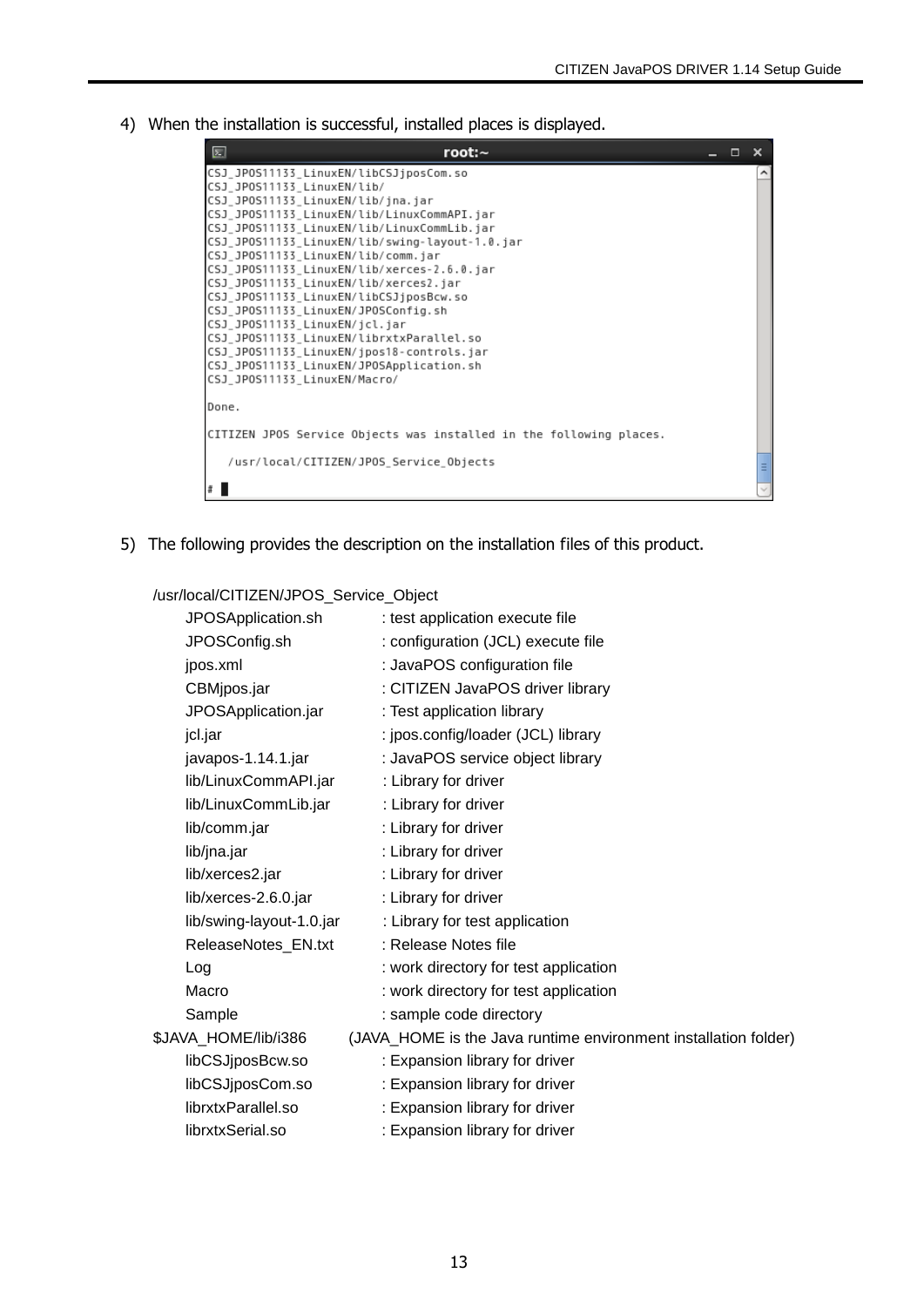4) When the installation is successful, installed places is displayed.

```
CSJ_JPOS11133_LinuxEN/libCSJjposCom.so
CSJ_JPOS11133_LinuxEN/lib/
CSJ_JPOS11133_LinuxEN/lib/jna.jar
CSJ_JPOS11133_LinuxEN/lib/LinuxCommAPI.jar
CSJ_JPOS11133_LinuxEN/lib/LinuxCommLib.jar
CSJ_JPOS11133_LinuxEN/lib/swing-layout-1.0.jar
CSJ_JPOS11133_LinuxEN/lib/comm.jar
CSJ_JPOS11133_LinuxEN/lib/xerces-2.6.0.jar
CSJ_JPOS11133_LinuxEN/lib/xerces2.jar
CSJ_JPOS11133_LinuxEN/libCSJjposBcw.so
CSJ_JPOS11133_LinuxEN/JPOSConfig.sh
CSJ_JPOS11133_LinuxEN/jcl.jar
CSJ_JPOS11133_LinuxEN/librxtxParallel.so
CSJ_JPOS11133_LinuxEN/jpos18-controls.jar
CSJ_JPOS11133_LinuxEN/JPOSApplication.sh
CSJ_JPOS11133_LinuxEN/Macro/

Done.

CITIZEN JPOS Service Objects was installed in the following places.

   /usr/local/CITIZEN/JPOS_Service_Objects

#
```

5) The following provides the description on the installation files of this product.

/usr/local/CITIZEN/JPOS_Service_Object

| File | Description |
|---|---|
| JPOSApplication.sh | : test application execute file |
| JPOSConfig.sh | : configuration (JCL) execute file |
| jpos.xml | : JavaPOS configuration file |
| CBMjpos.jar | : CITIZEN JavaPOS driver library |
| JPOSApplication.jar | : Test application library |
| jcl.jar | : jpos.config/loader (JCL) library |
| javapos-1.14.1.jar | : JavaPOS service object library |
| lib/LinuxCommAPI.jar | : Library for driver |
| lib/LinuxCommLib.jar | : Library for driver |
| lib/comm.jar | : Library for driver |
| lib/jna.jar | : Library for driver |
| lib/xerces2.jar | : Library for driver |
| lib/xerces-2.6.0.jar | : Library for driver |
| lib/swing-layout-1.0.jar | : Library for test application |
| ReleaseNotes_EN.txt | : Release Notes file |
| Log | : work directory for test application |
| Macro | : work directory for test application |
| Sample | : sample code directory |

$JAVA_HOME/lib/i386 (JAVA_HOME is the Java runtime environment installation folder)

| File | Description |
|---|---|
| libCSJjposBcw.so | : Expansion library for driver |
| libCSJjposCom.so | : Expansion library for driver |
| librxtxParallel.so | : Expansion library for driver |
| librxtxSerial.so | : Expansion library for driver |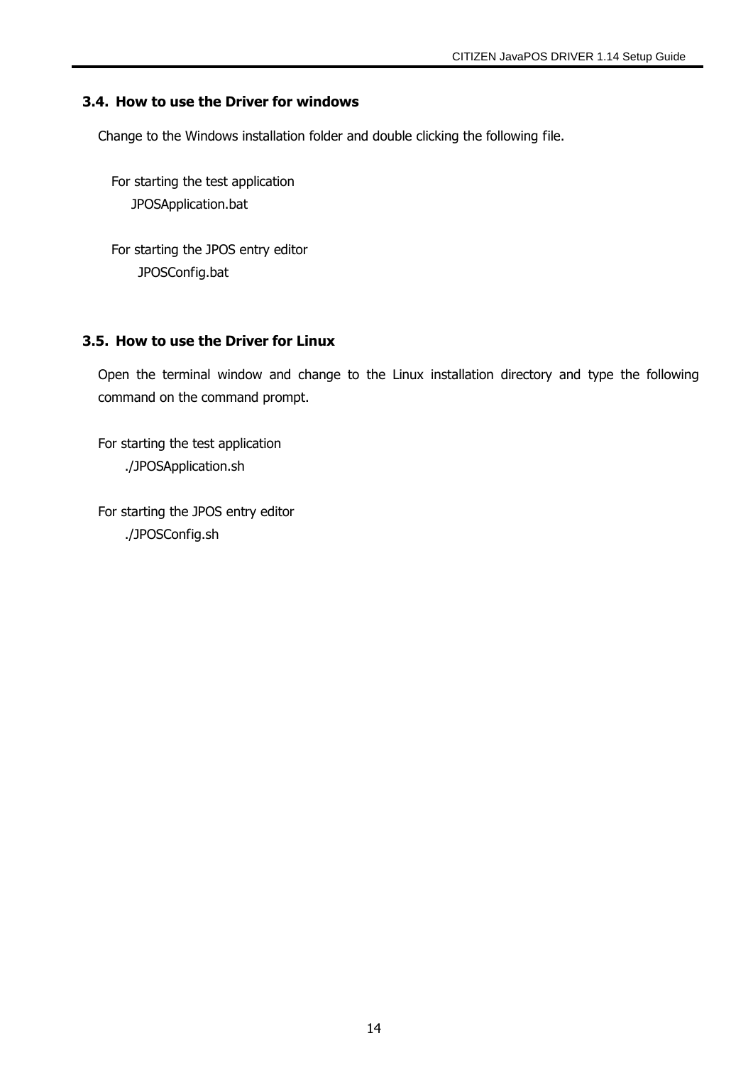### 3.4. How to use the Driver for windows

Change to the Windows installation folder and double clicking the following file.

For starting the test application

JPOSApplication.bat

For starting the JPOS entry editor

JPOSConfig.bat

### 3.5. How to use the Driver for Linux

Open the terminal window and change to the Linux installation directory and type the following command on the command prompt.

For starting the test application

./JPOSApplication.sh

For starting the JPOS entry editor

./JPOSConfig.sh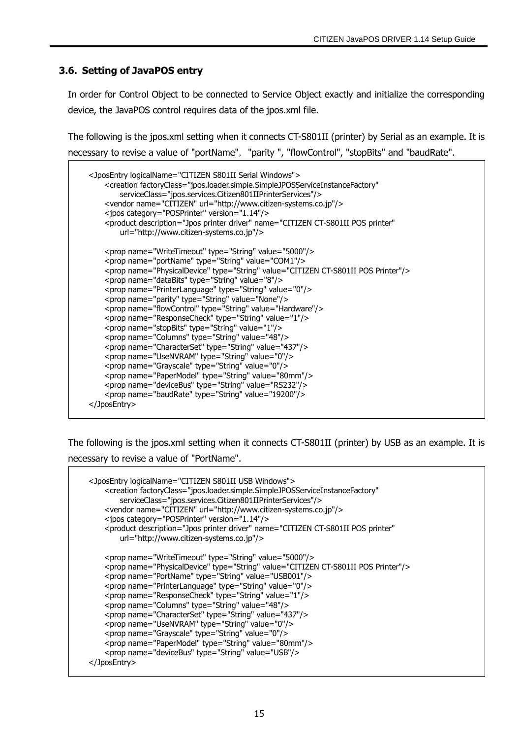### 3.6. Setting of JavaPOS entry

In order for Control Object to be connected to Service Object exactly and initialize the corresponding device, the JavaPOS control requires data of the jpos.xml file.

The following is the jpos.xml setting when it connects CT-S801II (printer) by Serial as an example. It is necessary to revise a value of "portName", "parity ", "flowControl", "stopBits" and "baudRate".

```
<JposEntry logicalName="CITIZEN S801II Serial Windows">
    <creation factoryClass="jpos.loader.simple.SimpleJPOSServiceInstanceFactory"
        serviceClass="jpos.services.Citizen801IIPrinterServices"/>
    <vendor name="CITIZEN" url="http://www.citizen-systems.co.jp"/>
    <jpos category="POSPrinter" version="1.14"/>
    <product description="Jpos printer driver" name="CITIZEN CT-S801II POS printer"
        url="http://www.citizen-systems.co.jp"/>

    <prop name="WriteTimeout" type="String" value="5000"/>
    <prop name="portName" type="String" value="COM1"/>
    <prop name="PhysicalDevice" type="String" value="CITIZEN CT-S801II POS Printer"/>
    <prop name="dataBits" type="String" value="8"/>
    <prop name="PrinterLanguage" type="String" value="0"/>
    <prop name="parity" type="String" value="None"/>
    <prop name="flowControl" type="String" value="Hardware"/>
    <prop name="ResponseCheck" type="String" value="1"/>
    <prop name="stopBits" type="String" value="1"/>
    <prop name="Columns" type="String" value="48"/>
    <prop name="CharacterSet" type="String" value="437"/>
    <prop name="UseNVRAM" type="String" value="0"/>
    <prop name="Grayscale" type="String" value="0"/>
    <prop name="PaperModel" type="String" value="80mm"/>
    <prop name="deviceBus" type="String" value="RS232"/>
    <prop name="baudRate" type="String" value="19200"/>
</JposEntry>
```

The following is the jpos.xml setting when it connects CT-S801II (printer) by USB as an example. It is necessary to revise a value of "PortName".

```
<JposEntry logicalName="CITIZEN S801II USB Windows">
    <creation factoryClass="jpos.loader.simple.SimpleJPOSServiceInstanceFactory"
        serviceClass="jpos.services.Citizen801IIPrinterServices"/>
    <vendor name="CITIZEN" url="http://www.citizen-systems.co.jp"/>
    <jpos category="POSPrinter" version="1.14"/>
    <product description="Jpos printer driver" name="CITIZEN CT-S801II POS printer"
        url="http://www.citizen-systems.co.jp"/>

    <prop name="WriteTimeout" type="String" value="5000"/>
    <prop name="PhysicalDevice" type="String" value="CITIZEN CT-S801II POS Printer"/>
    <prop name="PortName" type="String" value="USB001"/>
    <prop name="PrinterLanguage" type="String" value="0"/>
    <prop name="ResponseCheck" type="String" value="1"/>
    <prop name="Columns" type="String" value="48"/>
    <prop name="CharacterSet" type="String" value="437"/>
    <prop name="UseNVRAM" type="String" value="0"/>
    <prop name="Grayscale" type="String" value="0"/>
    <prop name="PaperModel" type="String" value="80mm"/>
    <prop name="deviceBus" type="String" value="USB"/>
</JposEntry>
```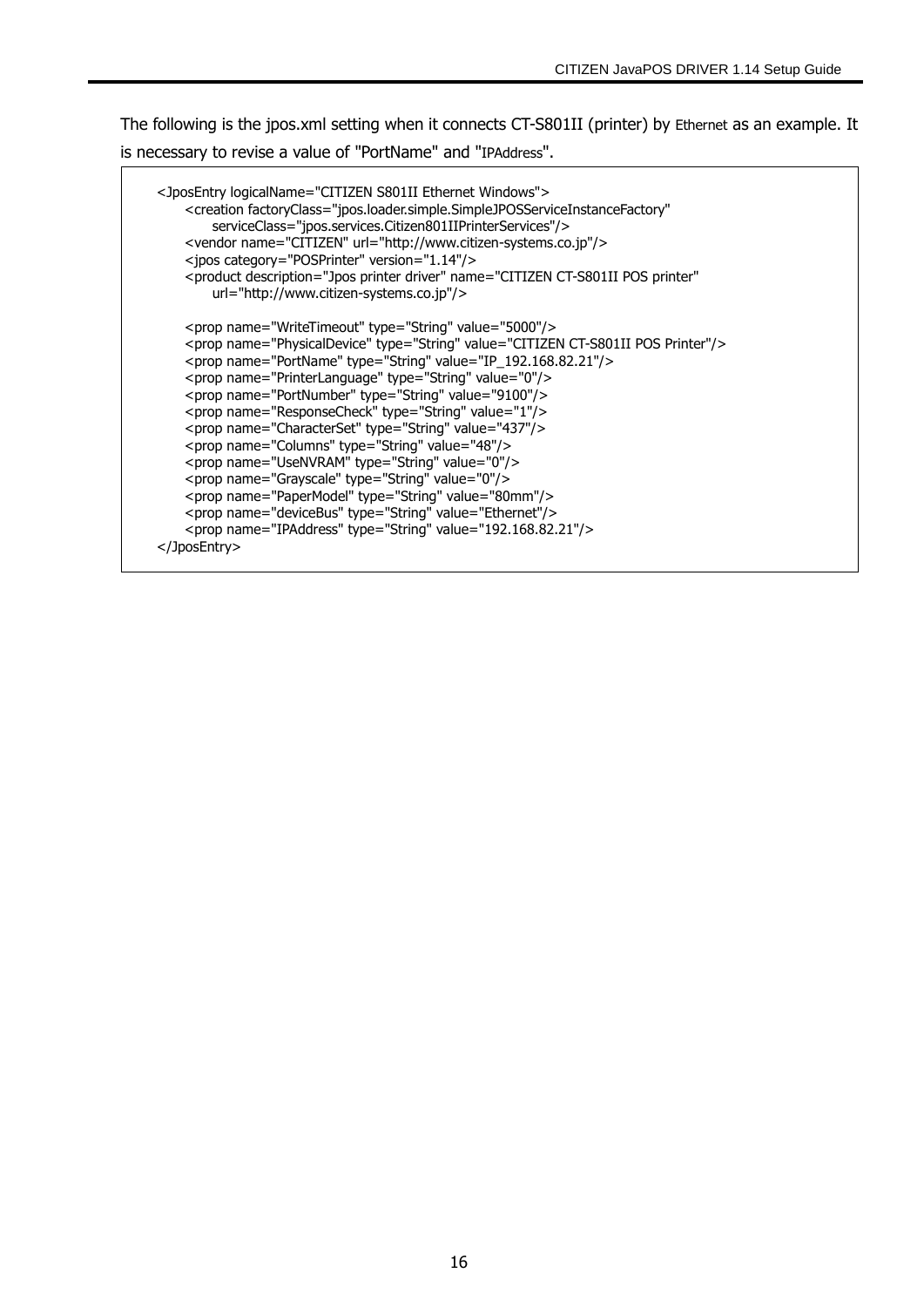The following is the jpos.xml setting when it connects CT-S801II (printer) by Ethernet as an example. It is necessary to revise a value of "PortName" and "IPAddress".

```
<JposEntry logicalName="CITIZEN S801II Ethernet Windows">
    <creation factoryClass="jpos.loader.simple.SimpleJPOSServiceInstanceFactory"
        serviceClass="jpos.services.Citizen801IIPrinterServices"/>
    <vendor name="CITIZEN" url="http://www.citizen-systems.co.jp"/>
    <jpos category="POSPrinter" version="1.14"/>
    <product description="Jpos printer driver" name="CITIZEN CT-S801II POS printer"
        url="http://www.citizen-systems.co.jp"/>

    <prop name="WriteTimeout" type="String" value="5000"/>
    <prop name="PhysicalDevice" type="String" value="CITIZEN CT-S801II POS Printer"/>
    <prop name="PortName" type="String" value="IP_192.168.82.21"/>
    <prop name="PrinterLanguage" type="String" value="0"/>
    <prop name="PortNumber" type="String" value="9100"/>
    <prop name="ResponseCheck" type="String" value="1"/>
    <prop name="CharacterSet" type="String" value="437"/>
    <prop name="Columns" type="String" value="48"/>
    <prop name="UseNVRAM" type="String" value="0"/>
    <prop name="Grayscale" type="String" value="0"/>
    <prop name="PaperModel" type="String" value="80mm"/>
    <prop name="deviceBus" type="String" value="Ethernet"/>
    <prop name="IPAddress" type="String" value="192.168.82.21"/>
</JposEntry>
```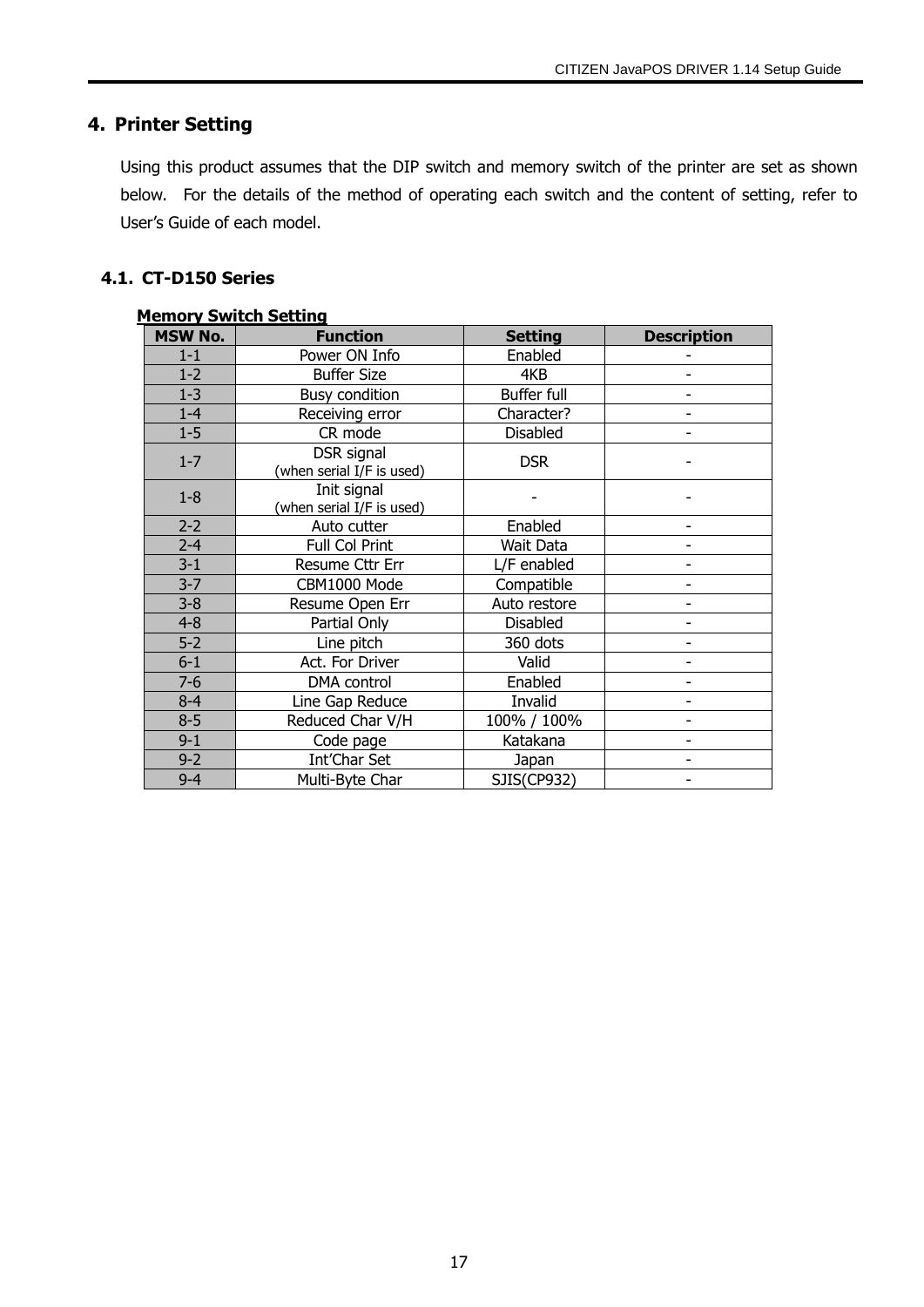## 4. Printer Setting

Using this product assumes that the DIP switch and memory switch of the printer are set as shown below. For the details of the method of operating each switch and the content of setting, refer to User's Guide of each model.

### 4.1. CT-D150 Series

**Memory Switch Setting**

| MSW No. | Function | Setting | Description |
|---|---|---|---|
| 1-1 | Power ON Info | Enabled | - |
| 1-2 | Buffer Size | 4KB | - |
| 1-3 | Busy condition | Buffer full | - |
| 1-4 | Receiving error | Character? | - |
| 1-5 | CR mode | Disabled | - |
| 1-7 | DSR signal (when serial I/F is used) | DSR | - |
| 1-8 | Init signal (when serial I/F is used) | - | - |
| 2-2 | Auto cutter | Enabled | - |
| 2-4 | Full Col Print | Wait Data | - |
| 3-1 | Resume Cttr Err | L/F enabled | - |
| 3-7 | CBM1000 Mode | Compatible | - |
| 3-8 | Resume Open Err | Auto restore | - |
| 4-8 | Partial Only | Disabled | - |
| 5-2 | Line pitch | 360 dots | - |
| 6-1 | Act. For Driver | Valid | - |
| 7-6 | DMA control | Enabled | - |
| 8-4 | Line Gap Reduce | Invalid | - |
| 8-5 | Reduced Char V/H | 100% / 100% | - |
| 9-1 | Code page | Katakana | - |
| 9-2 | Int'Char Set | Japan | - |
| 9-4 | Multi-Byte Char | SJIS(CP932) | - |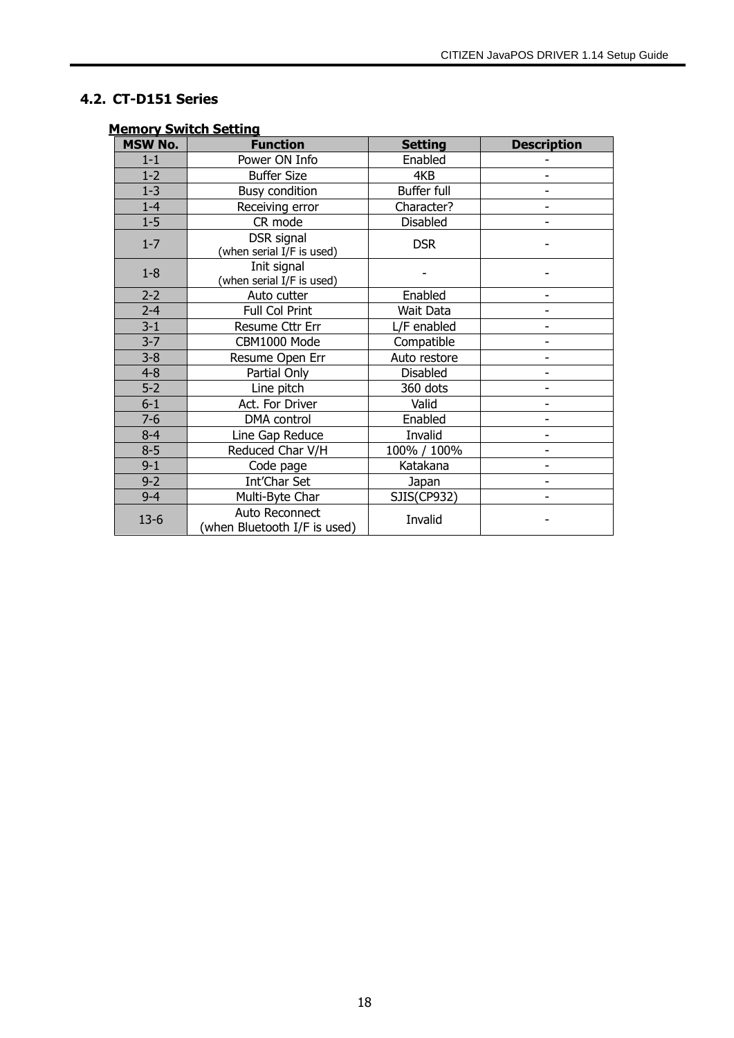## 4.2. CT-D151 Series

**Memory Switch Setting**

| MSW No. | Function | Setting | Description |
|---|---|---|---|
| 1-1 | Power ON Info | Enabled | - |
| 1-2 | Buffer Size | 4KB | - |
| 1-3 | Busy condition | Buffer full | - |
| 1-4 | Receiving error | Character? | - |
| 1-5 | CR mode | Disabled | - |
| 1-7 | DSR signal (when serial I/F is used) | DSR | - |
| 1-8 | Init signal (when serial I/F is used) | - | - |
| 2-2 | Auto cutter | Enabled | - |
| 2-4 | Full Col Print | Wait Data | - |
| 3-1 | Resume Cttr Err | L/F enabled | - |
| 3-7 | CBM1000 Mode | Compatible | - |
| 3-8 | Resume Open Err | Auto restore | - |
| 4-8 | Partial Only | Disabled | - |
| 5-2 | Line pitch | 360 dots | - |
| 6-1 | Act. For Driver | Valid | - |
| 7-6 | DMA control | Enabled | - |
| 8-4 | Line Gap Reduce | Invalid | - |
| 8-5 | Reduced Char V/H | 100% / 100% | - |
| 9-1 | Code page | Katakana | - |
| 9-2 | Int'Char Set | Japan | - |
| 9-4 | Multi-Byte Char | SJIS(CP932) | - |
| 13-6 | Auto Reconnect (when Bluetooth I/F is used) | Invalid | - |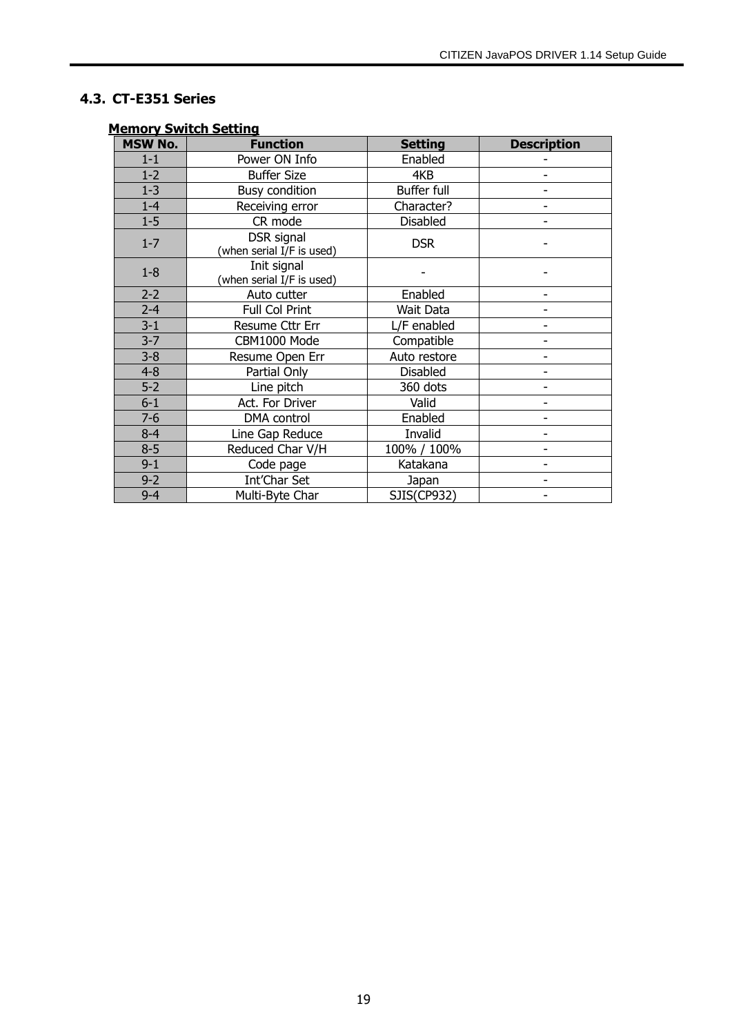## 4.3. CT-E351 Series

**Memory Switch Setting**

| MSW No. | Function | Setting | Description |
|---|---|---|---|
| 1-1 | Power ON Info | Enabled | - |
| 1-2 | Buffer Size | 4KB | - |
| 1-3 | Busy condition | Buffer full | - |
| 1-4 | Receiving error | Character? | - |
| 1-5 | CR mode | Disabled | - |
| 1-7 | DSR signal (when serial I/F is used) | DSR | - |
| 1-8 | Init signal (when serial I/F is used) | - | - |
| 2-2 | Auto cutter | Enabled | - |
| 2-4 | Full Col Print | Wait Data | - |
| 3-1 | Resume Cttr Err | L/F enabled | - |
| 3-7 | CBM1000 Mode | Compatible | - |
| 3-8 | Resume Open Err | Auto restore | - |
| 4-8 | Partial Only | Disabled | - |
| 5-2 | Line pitch | 360 dots | - |
| 6-1 | Act. For Driver | Valid | - |
| 7-6 | DMA control | Enabled | - |
| 8-4 | Line Gap Reduce | Invalid | - |
| 8-5 | Reduced Char V/H | 100% / 100% | - |
| 9-1 | Code page | Katakana | - |
| 9-2 | Int'Char Set | Japan | - |
| 9-4 | Multi-Byte Char | SJIS(CP932) | - |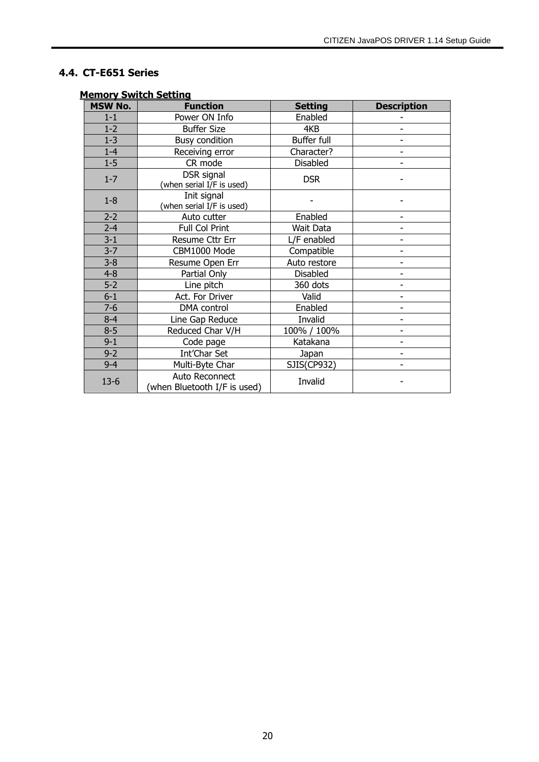## 4.4. CT-E651 Series

**Memory Switch Setting**

| MSW No. | Function | Setting | Description |
|---|---|---|---|
| 1-1 | Power ON Info | Enabled | - |
| 1-2 | Buffer Size | 4KB | - |
| 1-3 | Busy condition | Buffer full | - |
| 1-4 | Receiving error | Character? | - |
| 1-5 | CR mode | Disabled | - |
| 1-7 | DSR signal (when serial I/F is used) | DSR | - |
| 1-8 | Init signal (when serial I/F is used) | - | - |
| 2-2 | Auto cutter | Enabled | - |
| 2-4 | Full Col Print | Wait Data | - |
| 3-1 | Resume Cttr Err | L/F enabled | - |
| 3-7 | CBM1000 Mode | Compatible | - |
| 3-8 | Resume Open Err | Auto restore | - |
| 4-8 | Partial Only | Disabled | - |
| 5-2 | Line pitch | 360 dots | - |
| 6-1 | Act. For Driver | Valid | - |
| 7-6 | DMA control | Enabled | - |
| 8-4 | Line Gap Reduce | Invalid | - |
| 8-5 | Reduced Char V/H | 100% / 100% | - |
| 9-1 | Code page | Katakana | - |
| 9-2 | Int'Char Set | Japan | - |
| 9-4 | Multi-Byte Char | SJIS(CP932) | - |
| 13-6 | Auto Reconnect (when Bluetooth I/F is used) | Invalid | - |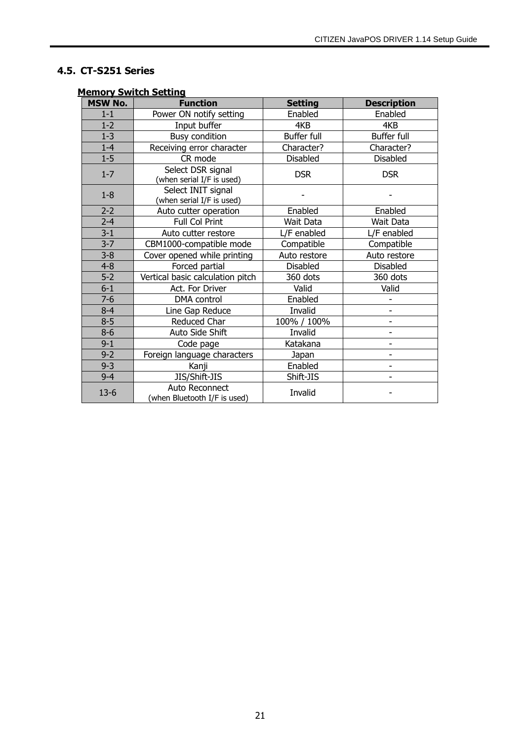## 4.5. CT-S251 Series

**Memory Switch Setting**

| MSW No. | Function | Setting | Description |
|---|---|---|---|
| 1-1 | Power ON notify setting | Enabled | Enabled |
| 1-2 | Input buffer | 4KB | 4KB |
| 1-3 | Busy condition | Buffer full | Buffer full |
| 1-4 | Receiving error character | Character? | Character? |
| 1-5 | CR mode | Disabled | Disabled |
| 1-7 | Select DSR signal (when serial I/F is used) | DSR | DSR |
| 1-8 | Select INIT signal (when serial I/F is used) | - | - |
| 2-2 | Auto cutter operation | Enabled | Enabled |
| 2-4 | Full Col Print | Wait Data | Wait Data |
| 3-1 | Auto cutter restore | L/F enabled | L/F enabled |
| 3-7 | CBM1000-compatible mode | Compatible | Compatible |
| 3-8 | Cover opened while printing | Auto restore | Auto restore |
| 4-8 | Forced partial | Disabled | Disabled |
| 5-2 | Vertical basic calculation pitch | 360 dots | 360 dots |
| 6-1 | Act. For Driver | Valid | Valid |
| 7-6 | DMA control | Enabled | - |
| 8-4 | Line Gap Reduce | Invalid | - |
| 8-5 | Reduced Char | 100% / 100% | - |
| 8-6 | Auto Side Shift | Invalid | - |
| 9-1 | Code page | Katakana | - |
| 9-2 | Foreign language characters | Japan | - |
| 9-3 | Kanji | Enabled | - |
| 9-4 | JIS/Shift-JIS | Shift-JIS | - |
| 13-6 | Auto Reconnect (when Bluetooth I/F is used) | Invalid | - |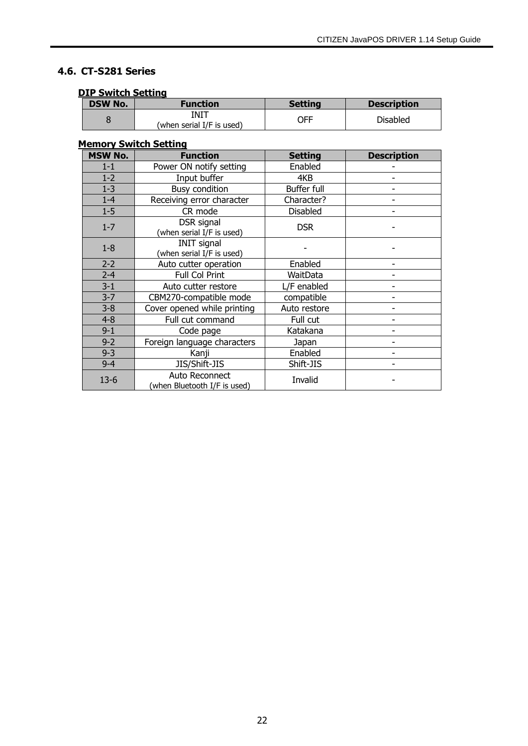## 4.6. CT-S281 Series

**DIP Switch Setting**

| DSW No. | Function | Setting | Description |
|---|---|---|---|
| 8 | INIT<br>(when serial I/F is used) | OFF | Disabled |

**Memory Switch Setting**

| MSW No. | Function | Setting | Description |
|---|---|---|---|
| 1-1 | Power ON notify setting | Enabled | - |
| 1-2 | Input buffer | 4KB | - |
| 1-3 | Busy condition | Buffer full | - |
| 1-4 | Receiving error character | Character? | - |
| 1-5 | CR mode | Disabled | - |
| 1-7 | DSR signal<br>(when serial I/F is used) | DSR | - |
| 1-8 | INIT signal<br>(when serial I/F is used) | - | - |
| 2-2 | Auto cutter operation | Enabled | - |
| 2-4 | Full Col Print | WaitData | - |
| 3-1 | Auto cutter restore | L/F enabled | - |
| 3-7 | CBM270-compatible mode | compatible | - |
| 3-8 | Cover opened while printing | Auto restore | - |
| 4-8 | Full cut command | Full cut | - |
| 9-1 | Code page | Katakana | - |
| 9-2 | Foreign language characters | Japan | - |
| 9-3 | Kanji | Enabled | - |
| 9-4 | JIS/Shift-JIS | Shift-JIS | - |
| 13-6 | Auto Reconnect<br>(when Bluetooth I/F is used) | Invalid | - |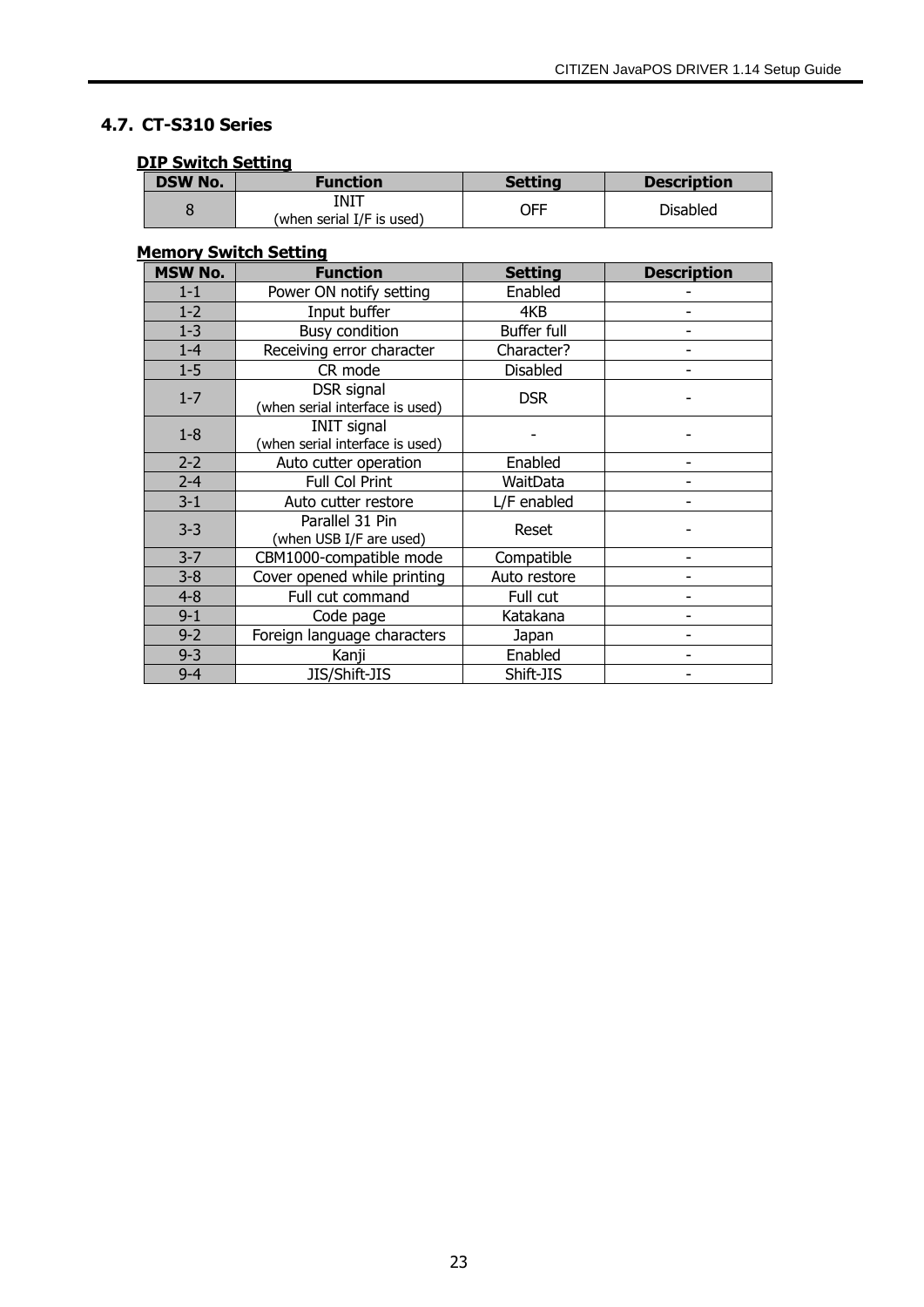## 4.7. CT-S310 Series

**DIP Switch Setting**

| DSW No. | Function | Setting | Description |
|---|---|---|---|
| 8 | INIT<br>(when serial I/F is used) | OFF | Disabled |

**Memory Switch Setting**

| MSW No. | Function | Setting | Description |
|---|---|---|---|
| 1-1 | Power ON notify setting | Enabled | - |
| 1-2 | Input buffer | 4KB | - |
| 1-3 | Busy condition | Buffer full | - |
| 1-4 | Receiving error character | Character? | - |
| 1-5 | CR mode | Disabled | - |
| 1-7 | DSR signal<br>(when serial interface is used) | DSR | - |
| 1-8 | INIT signal<br>(when serial interface is used) | - | - |
| 2-2 | Auto cutter operation | Enabled | - |
| 2-4 | Full Col Print | WaitData | - |
| 3-1 | Auto cutter restore | L/F enabled | - |
| 3-3 | Parallel 31 Pin<br>(when USB I/F are used) | Reset | - |
| 3-7 | CBM1000-compatible mode | Compatible | - |
| 3-8 | Cover opened while printing | Auto restore | - |
| 4-8 | Full cut command | Full cut | - |
| 9-1 | Code page | Katakana | - |
| 9-2 | Foreign language characters | Japan | - |
| 9-3 | Kanji | Enabled | - |
| 9-4 | JIS/Shift-JIS | Shift-JIS | - |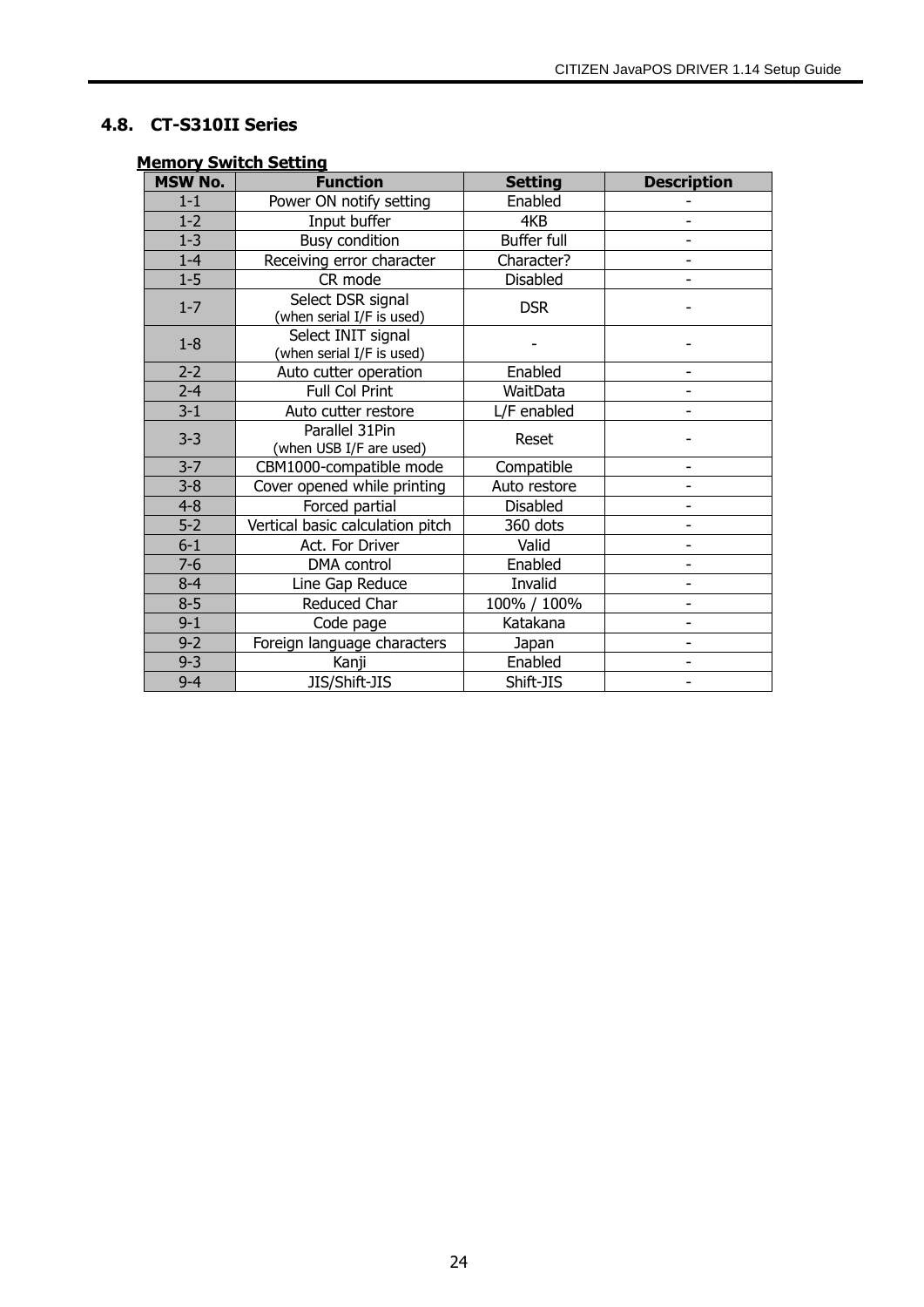## 4.8. CT-S310II Series

**Memory Switch Setting**

| MSW No. | Function | Setting | Description |
|---|---|---|---|
| 1-1 | Power ON notify setting | Enabled | - |
| 1-2 | Input buffer | 4KB | - |
| 1-3 | Busy condition | Buffer full | - |
| 1-4 | Receiving error character | Character? | - |
| 1-5 | CR mode | Disabled | - |
| 1-7 | Select DSR signal (when serial I/F is used) | DSR | - |
| 1-8 | Select INIT signal (when serial I/F is used) | - | - |
| 2-2 | Auto cutter operation | Enabled | - |
| 2-4 | Full Col Print | WaitData | - |
| 3-1 | Auto cutter restore | L/F enabled | - |
| 3-3 | Parallel 31Pin (when USB I/F are used) | Reset | - |
| 3-7 | CBM1000-compatible mode | Compatible | - |
| 3-8 | Cover opened while printing | Auto restore | - |
| 4-8 | Forced partial | Disabled | - |
| 5-2 | Vertical basic calculation pitch | 360 dots | - |
| 6-1 | Act. For Driver | Valid | - |
| 7-6 | DMA control | Enabled | - |
| 8-4 | Line Gap Reduce | Invalid | - |
| 8-5 | Reduced Char | 100% / 100% | - |
| 9-1 | Code page | Katakana | - |
| 9-2 | Foreign language characters | Japan | - |
| 9-3 | Kanji | Enabled | - |
| 9-4 | JIS/Shift-JIS | Shift-JIS | - |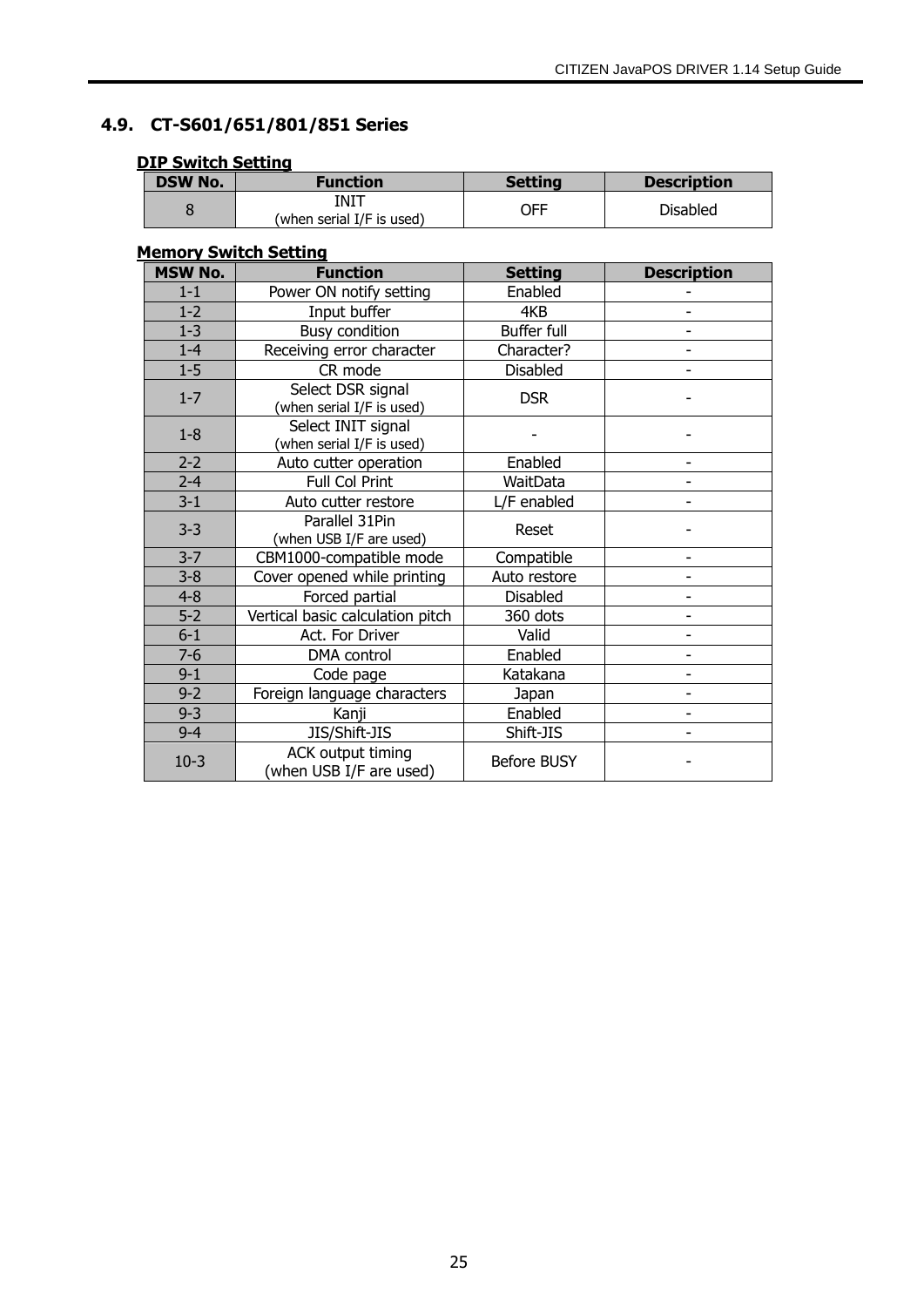## 4.9. CT-S601/651/801/851 Series

**DIP Switch Setting**

| DSW No. | Function | Setting | Description |
|---|---|---|---|
| 8 | INIT (when serial I/F is used) | OFF | Disabled |

**Memory Switch Setting**

| MSW No. | Function | Setting | Description |
|---|---|---|---|
| 1-1 | Power ON notify setting | Enabled | - |
| 1-2 | Input buffer | 4KB | - |
| 1-3 | Busy condition | Buffer full | - |
| 1-4 | Receiving error character | Character? | - |
| 1-5 | CR mode | Disabled | - |
| 1-7 | Select DSR signal (when serial I/F is used) | DSR | - |
| 1-8 | Select INIT signal (when serial I/F is used) | - | - |
| 2-2 | Auto cutter operation | Enabled | - |
| 2-4 | Full Col Print | WaitData | - |
| 3-1 | Auto cutter restore | L/F enabled | - |
| 3-3 | Parallel 31Pin (when USB I/F are used) | Reset | - |
| 3-7 | CBM1000-compatible mode | Compatible | - |
| 3-8 | Cover opened while printing | Auto restore | - |
| 4-8 | Forced partial | Disabled | - |
| 5-2 | Vertical basic calculation pitch | 360 dots | - |
| 6-1 | Act. For Driver | Valid | - |
| 7-6 | DMA control | Enabled | - |
| 9-1 | Code page | Katakana | - |
| 9-2 | Foreign language characters | Japan | - |
| 9-3 | Kanji | Enabled | - |
| 9-4 | JIS/Shift-JIS | Shift-JIS | - |
| 10-3 | ACK output timing (when USB I/F are used) | Before BUSY | - |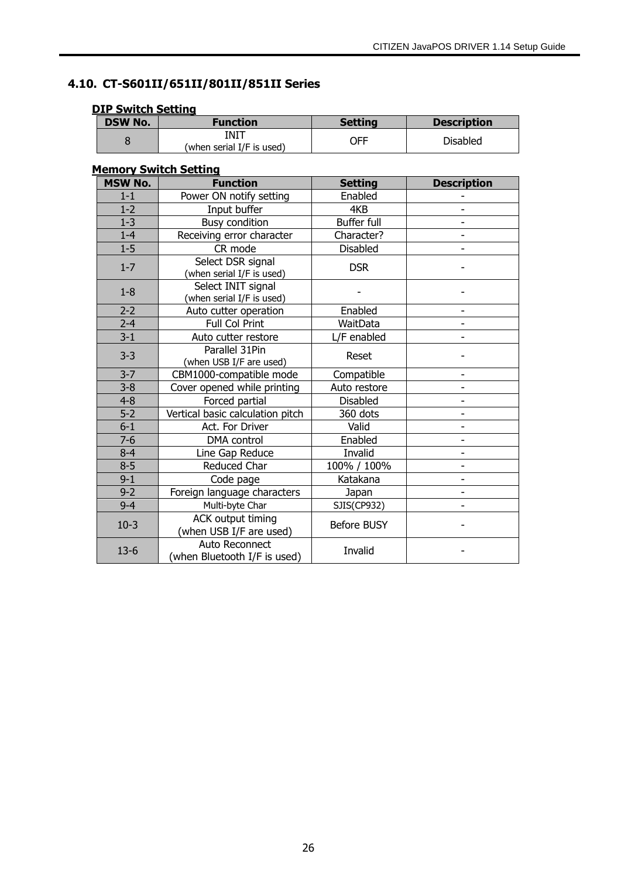## 4.10. CT-S601II/651II/801II/851II Series

**DIP Switch Setting**

| DSW No. | Function | Setting | Description |
|---|---|---|---|
| 8 | INIT (when serial I/F is used) | OFF | Disabled |

**Memory Switch Setting**

| MSW No. | Function | Setting | Description |
|---|---|---|---|
| 1-1 | Power ON notify setting | Enabled | - |
| 1-2 | Input buffer | 4KB | - |
| 1-3 | Busy condition | Buffer full | - |
| 1-4 | Receiving error character | Character? | - |
| 1-5 | CR mode | Disabled | - |
| 1-7 | Select DSR signal (when serial I/F is used) | DSR | - |
| 1-8 | Select INIT signal (when serial I/F is used) | - | - |
| 2-2 | Auto cutter operation | Enabled | - |
| 2-4 | Full Col Print | WaitData | - |
| 3-1 | Auto cutter restore | L/F enabled | - |
| 3-3 | Parallel 31Pin (when USB I/F are used) | Reset | - |
| 3-7 | CBM1000-compatible mode | Compatible | - |
| 3-8 | Cover opened while printing | Auto restore | - |
| 4-8 | Forced partial | Disabled | - |
| 5-2 | Vertical basic calculation pitch | 360 dots | - |
| 6-1 | Act. For Driver | Valid | - |
| 7-6 | DMA control | Enabled | - |
| 8-4 | Line Gap Reduce | Invalid | - |
| 8-5 | Reduced Char | 100% / 100% | - |
| 9-1 | Code page | Katakana | - |
| 9-2 | Foreign language characters | Japan | - |
| 9-4 | Multi-byte Char | SJIS(CP932) | - |
| 10-3 | ACK output timing (when USB I/F are used) | Before BUSY | - |
| 13-6 | Auto Reconnect (when Bluetooth I/F is used) | Invalid | - |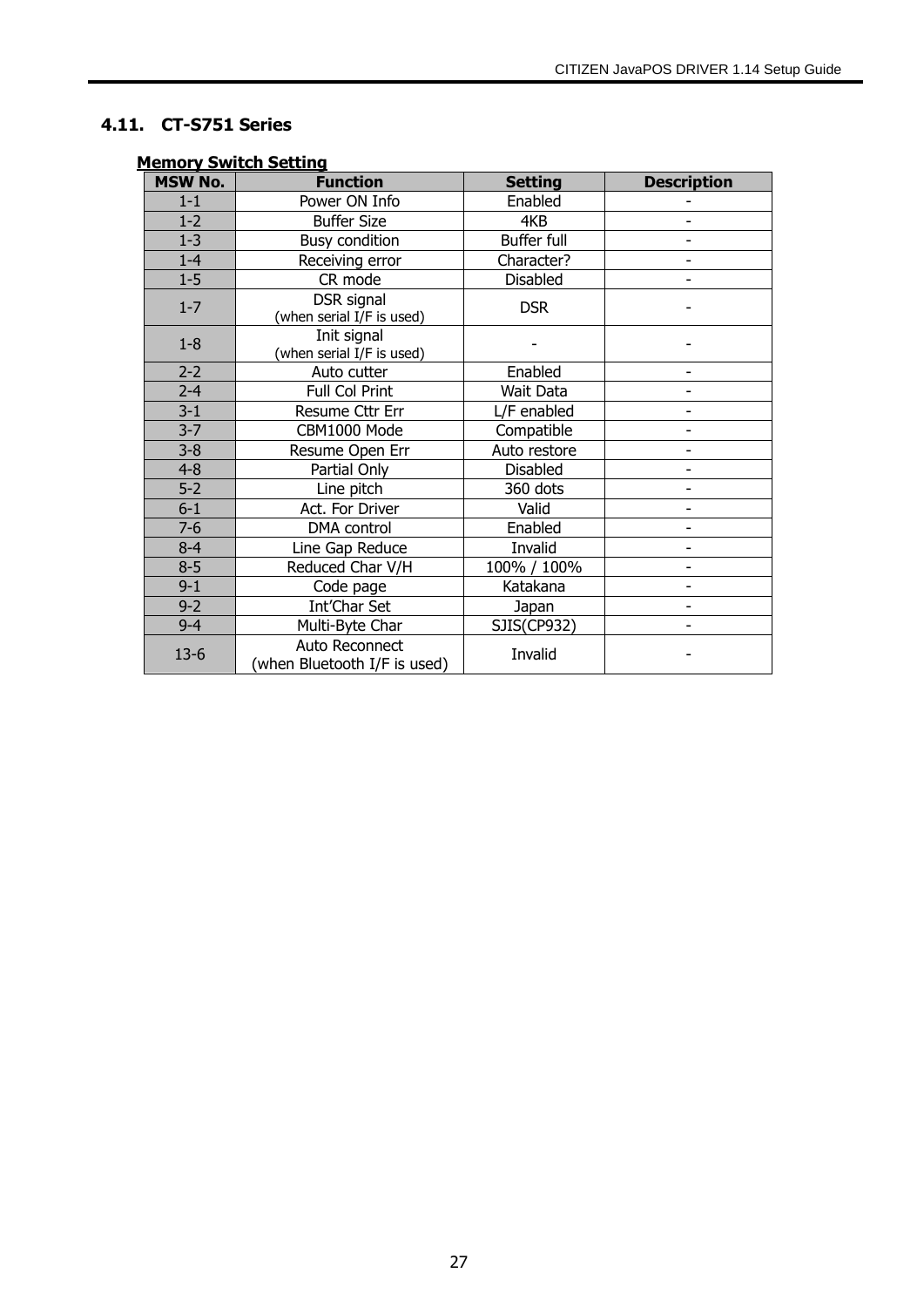## 4.11. CT-S751 Series

**Memory Switch Setting**

| MSW No. | Function | Setting | Description |
|---|---|---|---|
| 1-1 | Power ON Info | Enabled | - |
| 1-2 | Buffer Size | 4KB | - |
| 1-3 | Busy condition | Buffer full | - |
| 1-4 | Receiving error | Character? | - |
| 1-5 | CR mode | Disabled | - |
| 1-7 | DSR signal (when serial I/F is used) | DSR | - |
| 1-8 | Init signal (when serial I/F is used) | - | - |
| 2-2 | Auto cutter | Enabled | - |
| 2-4 | Full Col Print | Wait Data | - |
| 3-1 | Resume Cttr Err | L/F enabled | - |
| 3-7 | CBM1000 Mode | Compatible | - |
| 3-8 | Resume Open Err | Auto restore | - |
| 4-8 | Partial Only | Disabled | - |
| 5-2 | Line pitch | 360 dots | - |
| 6-1 | Act. For Driver | Valid | - |
| 7-6 | DMA control | Enabled | - |
| 8-4 | Line Gap Reduce | Invalid | - |
| 8-5 | Reduced Char V/H | 100% / 100% | - |
| 9-1 | Code page | Katakana | - |
| 9-2 | Int'Char Set | Japan | - |
| 9-4 | Multi-Byte Char | SJIS(CP932) | - |
| 13-6 | Auto Reconnect (when Bluetooth I/F is used) | Invalid | - |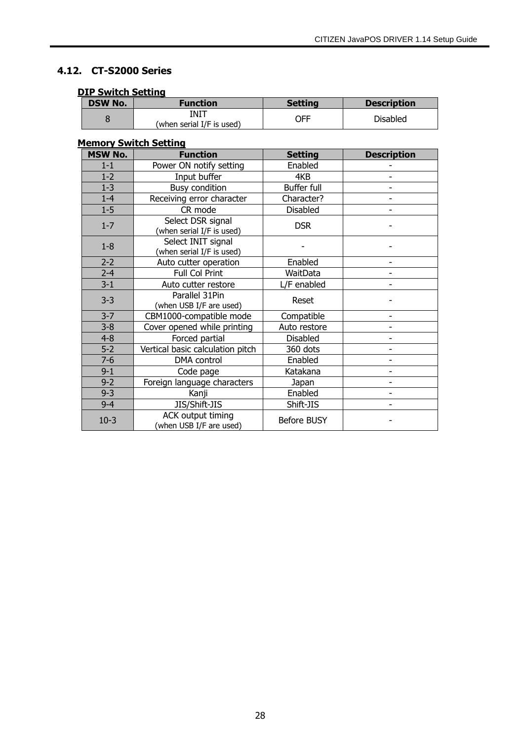## 4.12. CT-S2000 Series

**DIP Switch Setting**

| DSW No. | Function | Setting | Description |
|---|---|---|---|
| 8 | INIT<br>(when serial I/F is used) | OFF | Disabled |

**Memory Switch Setting**

| MSW No. | Function | Setting | Description |
|---|---|---|---|
| 1-1 | Power ON notify setting | Enabled | - |
| 1-2 | Input buffer | 4KB | - |
| 1-3 | Busy condition | Buffer full | - |
| 1-4 | Receiving error character | Character? | - |
| 1-5 | CR mode | Disabled | - |
| 1-7 | Select DSR signal<br>(when serial I/F is used) | DSR | - |
| 1-8 | Select INIT signal<br>(when serial I/F is used) | - | - |
| 2-2 | Auto cutter operation | Enabled | - |
| 2-4 | Full Col Print | WaitData | - |
| 3-1 | Auto cutter restore | L/F enabled | - |
| 3-3 | Parallel 31Pin<br>(when USB I/F are used) | Reset | - |
| 3-7 | CBM1000-compatible mode | Compatible | - |
| 3-8 | Cover opened while printing | Auto restore | - |
| 4-8 | Forced partial | Disabled | - |
| 5-2 | Vertical basic calculation pitch | 360 dots | - |
| 7-6 | DMA control | Enabled | - |
| 9-1 | Code page | Katakana | - |
| 9-2 | Foreign language characters | Japan | - |
| 9-3 | Kanji | Enabled | - |
| 9-4 | JIS/Shift-JIS | Shift-JIS | - |
| 10-3 | ACK output timing<br>(when USB I/F are used) | Before BUSY | - |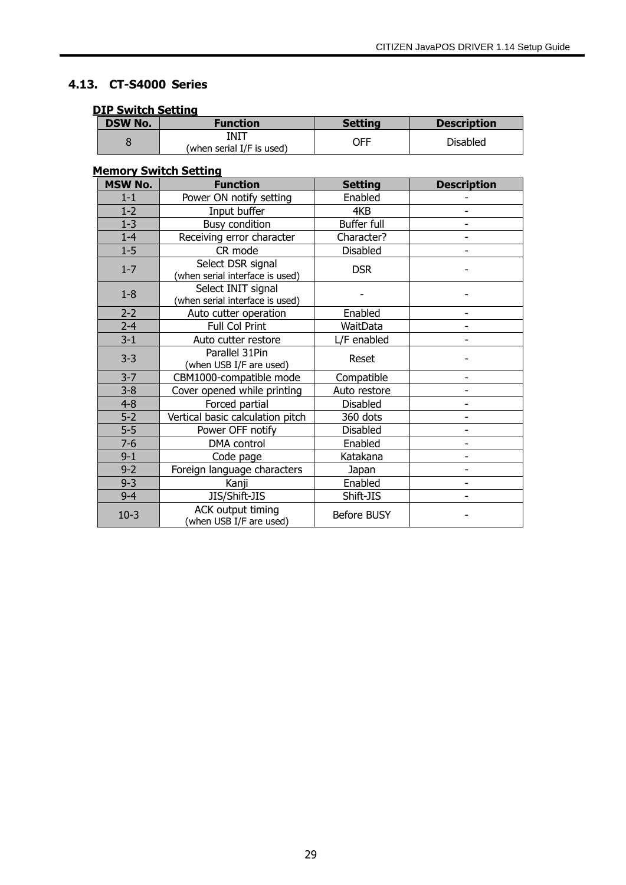## 4.13. CT-S4000 Series

**DIP Switch Setting**

| DSW No. | Function | Setting | Description |
|---|---|---|---|
| 8 | INIT<br>(when serial I/F is used) | OFF | Disabled |

**Memory Switch Setting**

| MSW No. | Function | Setting | Description |
|---|---|---|---|
| 1-1 | Power ON notify setting | Enabled | - |
| 1-2 | Input buffer | 4KB | - |
| 1-3 | Busy condition | Buffer full | - |
| 1-4 | Receiving error character | Character? | - |
| 1-5 | CR mode | Disabled | - |
| 1-7 | Select DSR signal<br>(when serial interface is used) | DSR | - |
| 1-8 | Select INIT signal<br>(when serial interface is used) | - | - |
| 2-2 | Auto cutter operation | Enabled | - |
| 2-4 | Full Col Print | WaitData | - |
| 3-1 | Auto cutter restore | L/F enabled | - |
| 3-3 | Parallel 31Pin<br>(when USB I/F are used) | Reset | - |
| 3-7 | CBM1000-compatible mode | Compatible | - |
| 3-8 | Cover opened while printing | Auto restore | - |
| 4-8 | Forced partial | Disabled | - |
| 5-2 | Vertical basic calculation pitch | 360 dots | - |
| 5-5 | Power OFF notify | Disabled | - |
| 7-6 | DMA control | Enabled | - |
| 9-1 | Code page | Katakana | - |
| 9-2 | Foreign language characters | Japan | - |
| 9-3 | Kanji | Enabled | - |
| 9-4 | JIS/Shift-JIS | Shift-JIS | - |
| 10-3 | ACK output timing<br>(when USB I/F are used) | Before BUSY | - |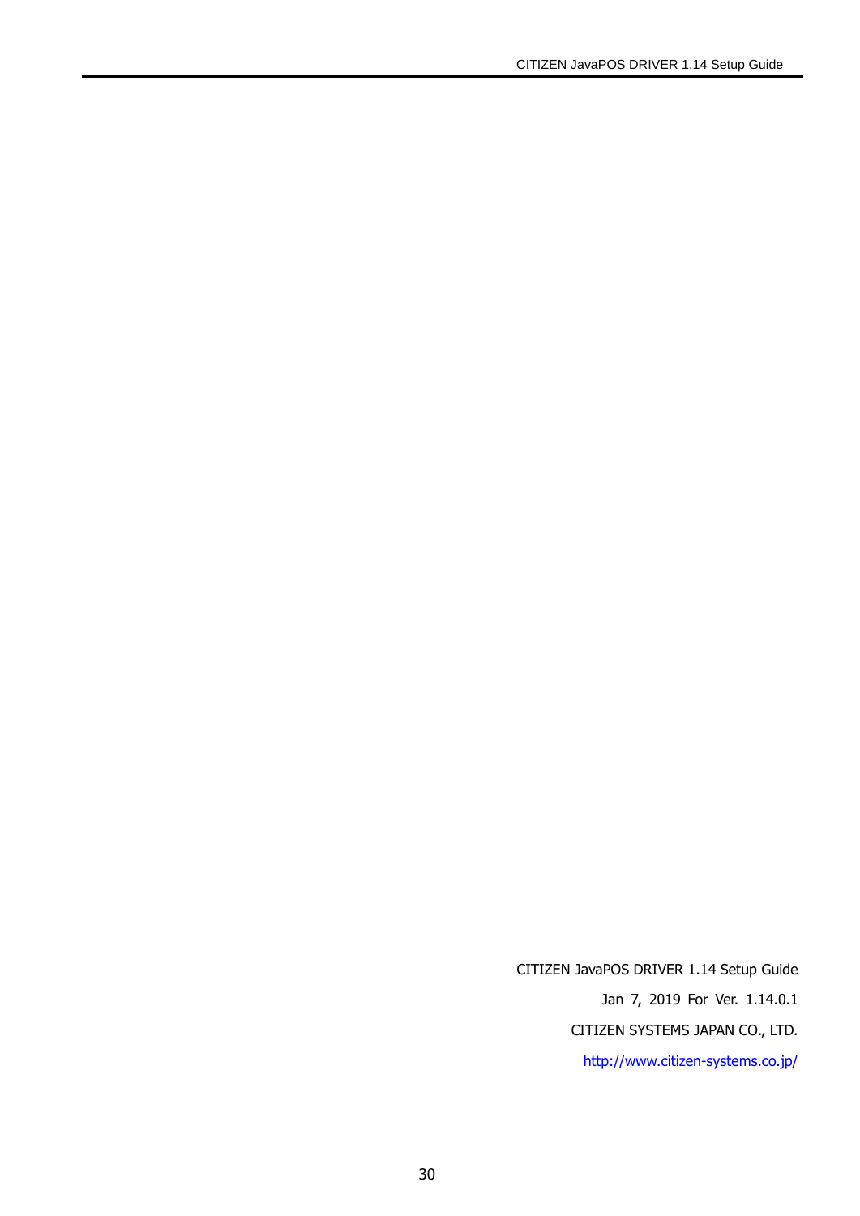CITIZEN JavaPOS DRIVER 1.14 Setup Guide

Jan 7, 2019 For Ver. 1.14.0.1

CITIZEN SYSTEMS JAPAN CO., LTD.

http://www.citizen-systems.co.jp/